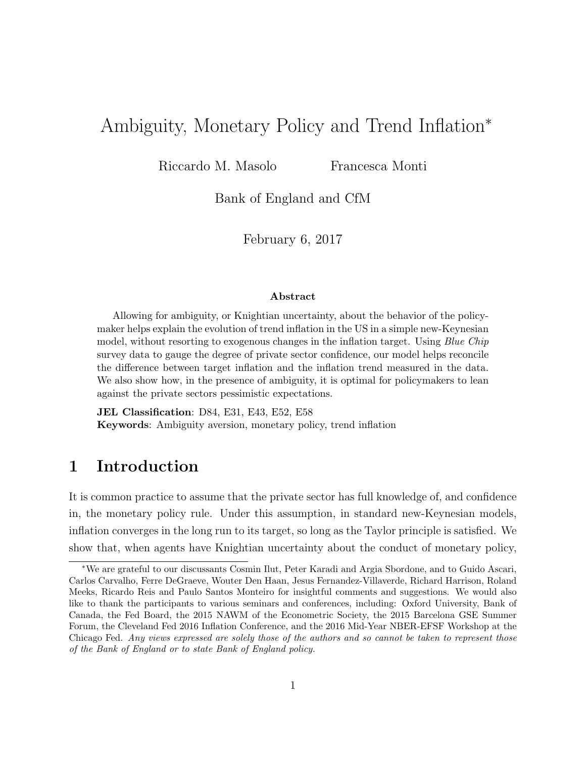# Ambiguity, Monetary Policy and Trend Inflation*

Riccardo M. Masolo    Francesca Monti

Bank of England and CfM

February 6, 2017

### Abstract

Allowing for ambiguity, or Knightian uncertainty, about the behavior of the policymaker helps explain the evolution of trend inflation in the US in a simple new-Keynesian model, without resorting to exogenous changes in the inflation target. Using *Blue Chip* survey data to gauge the degree of private sector confidence, our model helps reconcile the difference between target inflation and the inflation trend measured in the data. We also show how, in the presence of ambiguity, it is optimal for policymakers to lean against the private sectors pessimistic expectations.

**JEL Classification**: D84, E31, E43, E52, E58
**Keywords**: Ambiguity aversion, monetary policy, trend inflation

## 1 Introduction

It is common practice to assume that the private sector has full knowledge of, and confidence in, the monetary policy rule. Under this assumption, in standard new-Keynesian models, inflation converges in the long run to its target, so long as the Taylor principle is satisfied. We show that, when agents have Knightian uncertainty about the conduct of monetary policy,

*We are grateful to our discussants Cosmin Ilut, Peter Karadi and Argia Sbordone, and to Guido Ascari, Carlos Carvalho, Ferre DeGraeve, Wouter Den Haan, Jesus Fernandez-Villaverde, Richard Harrison, Roland Meeks, Ricardo Reis and Paulo Santos Monteiro for insightful comments and suggestions. We would also like to thank the participants to various seminars and conferences, including: Oxford University, Bank of Canada, the Fed Board, the 2015 NAWM of the Econometric Society, the 2015 Barcelona GSE Summer Forum, the Cleveland Fed 2016 Inflation Conference, and the 2016 Mid-Year NBER-EFSF Workshop at the Chicago Fed. *Any views expressed are solely those of the authors and so cannot be taken to represent those of the Bank of England or to state Bank of England policy.*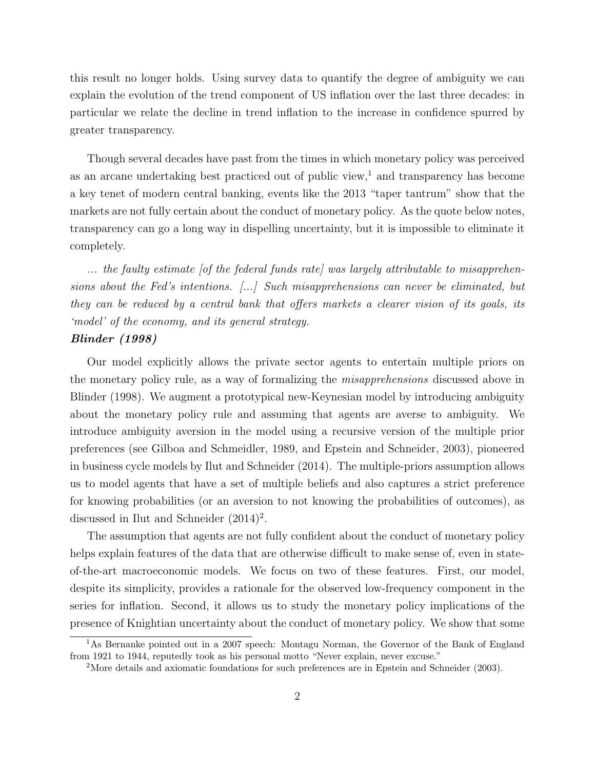this result no longer holds. Using survey data to quantify the degree of ambiguity we can explain the evolution of the trend component of US inflation over the last three decades: in particular we relate the decline in trend inflation to the increase in confidence spurred by greater transparency.

Though several decades have past from the times in which monetary policy was perceived as an arcane undertaking best practiced out of public view,[1] and transparency has become a key tenet of modern central banking, events like the 2013 "taper tantrum" show that the markets are not fully certain about the conduct of monetary policy. As the quote below notes, transparency can go a long way in dispelling uncertainty, but it is impossible to eliminate it completely.

*... the faulty estimate [of the federal funds rate] was largely attributable to misapprehensions about the Fed's intentions. [...] Such misapprehensions can never be eliminated, but they can be reduced by a central bank that offers markets a clearer vision of its goals, its 'model' of the economy, and its general strategy.*
***Blinder (1998)***

Our model explicitly allows the private sector agents to entertain multiple priors on the monetary policy rule, as a way of formalizing the *misapprehensions* discussed above in Blinder (1998). We augment a prototypical new-Keynesian model by introducing ambiguity about the monetary policy rule and assuming that agents are averse to ambiguity. We introduce ambiguity aversion in the model using a recursive version of the multiple prior preferences (see Gilboa and Schmeidler, 1989, and Epstein and Schneider, 2003), pioneered in business cycle models by Ilut and Schneider (2014). The multiple-priors assumption allows us to model agents that have a set of multiple beliefs and also captures a strict preference for knowing probabilities (or an aversion to not knowing the probabilities of outcomes), as discussed in Ilut and Schneider (2014)[2].

The assumption that agents are not fully confident about the conduct of monetary policy helps explain features of the data that are otherwise difficult to make sense of, even in state-of-the-art macroeconomic models. We focus on two of these features. First, our model, despite its simplicity, provides a rationale for the observed low-frequency component in the series for inflation. Second, it allows us to study the monetary policy implications of the presence of Knightian uncertainty about the conduct of monetary policy. We show that some

[1] As Bernanke pointed out in a 2007 speech: Montagu Norman, the Governor of the Bank of England from 1921 to 1944, reputedly took as his personal motto "Never explain, never excuse."

[2] More details and axiomatic foundations for such preferences are in Epstein and Schneider (2003).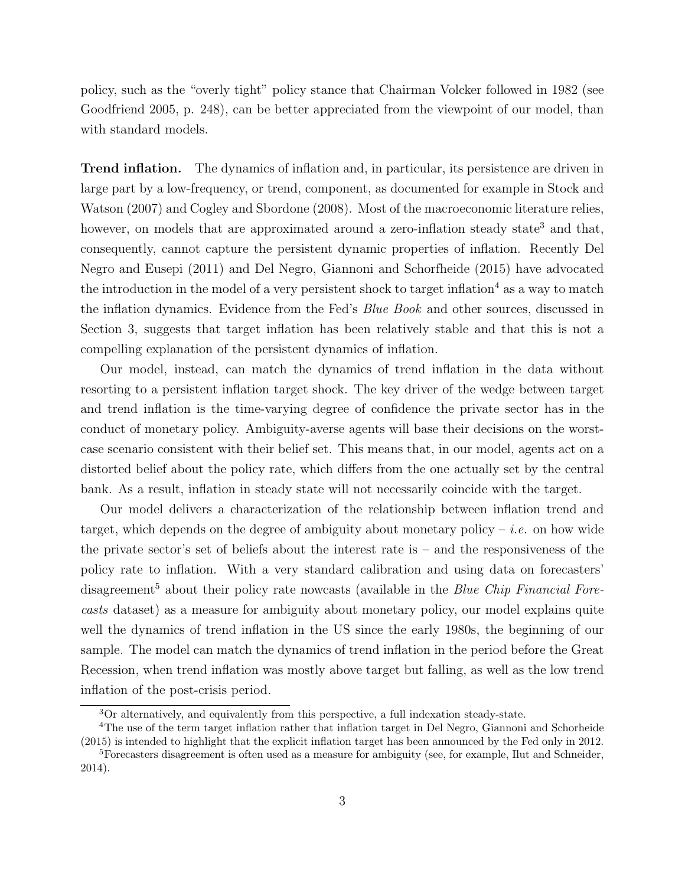policy, such as the "overly tight" policy stance that Chairman Volcker followed in 1982 (see Goodfriend 2005, p. 248), can be better appreciated from the viewpoint of our model, than with standard models.

**Trend inflation.** The dynamics of inflation and, in particular, its persistence are driven in large part by a low-frequency, or trend, component, as documented for example in Stock and Watson (2007) and Cogley and Sbordone (2008). Most of the macroeconomic literature relies, however, on models that are approximated around a zero-inflation steady state[3] and that, consequently, cannot capture the persistent dynamic properties of inflation. Recently Del Negro and Eusepi (2011) and Del Negro, Giannoni and Schorfheide (2015) have advocated the introduction in the model of a very persistent shock to target inflation[4] as a way to match the inflation dynamics. Evidence from the Fed's *Blue Book* and other sources, discussed in Section 3, suggests that target inflation has been relatively stable and that this is not a compelling explanation of the persistent dynamics of inflation.

Our model, instead, can match the dynamics of trend inflation in the data without resorting to a persistent inflation target shock. The key driver of the wedge between target and trend inflation is the time-varying degree of confidence the private sector has in the conduct of monetary policy. Ambiguity-averse agents will base their decisions on the worst-case scenario consistent with their belief set. This means that, in our model, agents act on a distorted belief about the policy rate, which differs from the one actually set by the central bank. As a result, inflation in steady state will not necessarily coincide with the target.

Our model delivers a characterization of the relationship between inflation trend and target, which depends on the degree of ambiguity about monetary policy – *i.e.* on how wide the private sector's set of beliefs about the interest rate is – and the responsiveness of the policy rate to inflation. With a very standard calibration and using data on forecasters' disagreement[5] about their policy rate nowcasts (available in the *Blue Chip Financial Forecasts* dataset) as a measure for ambiguity about monetary policy, our model explains quite well the dynamics of trend inflation in the US since the early 1980s, the beginning of our sample. The model can match the dynamics of trend inflation in the period before the Great Recession, when trend inflation was mostly above target but falling, as well as the low trend inflation of the post-crisis period.

[3] Or alternatively, and equivalently from this perspective, a full indexation steady-state.

[4] The use of the term target inflation rather that inflation target in Del Negro, Giannoni and Schorheide (2015) is intended to highlight that the explicit inflation target has been announced by the Fed only in 2012.

[5] Forecasters disagreement is often used as a measure for ambiguity (see, for example, Ilut and Schneider, 2014).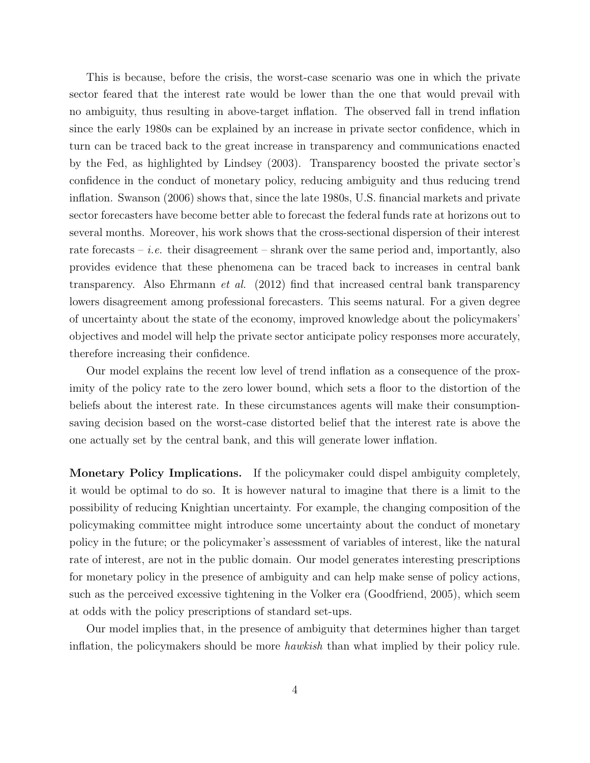This is because, before the crisis, the worst-case scenario was one in which the private sector feared that the interest rate would be lower than the one that would prevail with no ambiguity, thus resulting in above-target inflation. The observed fall in trend inflation since the early 1980s can be explained by an increase in private sector confidence, which in turn can be traced back to the great increase in transparency and communications enacted by the Fed, as highlighted by Lindsey (2003). Transparency boosted the private sector's confidence in the conduct of monetary policy, reducing ambiguity and thus reducing trend inflation. Swanson (2006) shows that, since the late 1980s, U.S. financial markets and private sector forecasters have become better able to forecast the federal funds rate at horizons out to several months. Moreover, his work shows that the cross-sectional dispersion of their interest rate forecasts – *i.e.* their disagreement – shrank over the same period and, importantly, also provides evidence that these phenomena can be traced back to increases in central bank transparency. Also Ehrmann *et al.* (2012) find that increased central bank transparency lowers disagreement among professional forecasters. This seems natural. For a given degree of uncertainty about the state of the economy, improved knowledge about the policymakers' objectives and model will help the private sector anticipate policy responses more accurately, therefore increasing their confidence.

Our model explains the recent low level of trend inflation as a consequence of the proximity of the policy rate to the zero lower bound, which sets a floor to the distortion of the beliefs about the interest rate. In these circumstances agents will make their consumption-saving decision based on the worst-case distorted belief that the interest rate is above the one actually set by the central bank, and this will generate lower inflation.

**Monetary Policy Implications.** If the policymaker could dispel ambiguity completely, it would be optimal to do so. It is however natural to imagine that there is a limit to the possibility of reducing Knightian uncertainty. For example, the changing composition of the policymaking committee might introduce some uncertainty about the conduct of monetary policy in the future; or the policymaker's assessment of variables of interest, like the natural rate of interest, are not in the public domain. Our model generates interesting prescriptions for monetary policy in the presence of ambiguity and can help make sense of policy actions, such as the perceived excessive tightening in the Volker era (Goodfriend, 2005), which seem at odds with the policy prescriptions of standard set-ups.

Our model implies that, in the presence of ambiguity that determines higher than target inflation, the policymakers should be more *hawkish* than what implied by their policy rule.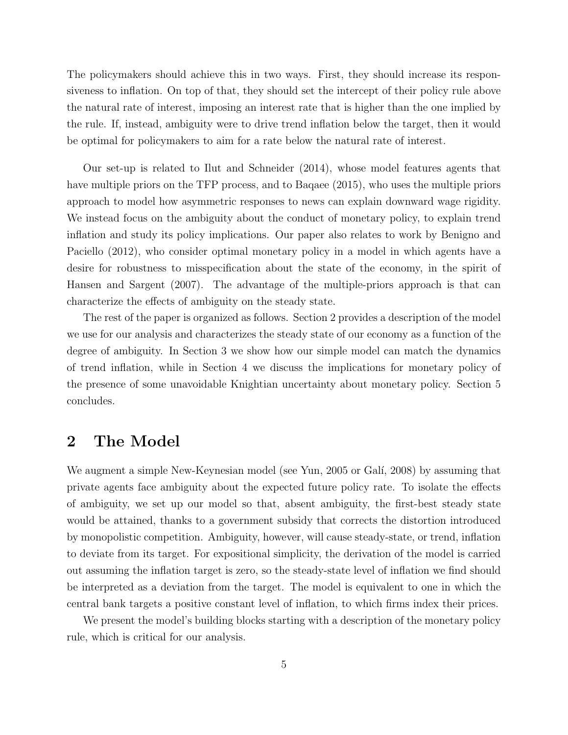The policymakers should achieve this in two ways. First, they should increase its responsiveness to inflation. On top of that, they should set the intercept of their policy rule above the natural rate of interest, imposing an interest rate that is higher than the one implied by the rule. If, instead, ambiguity were to drive trend inflation below the target, then it would be optimal for policymakers to aim for a rate below the natural rate of interest.

Our set-up is related to Ilut and Schneider (2014), whose model features agents that have multiple priors on the TFP process, and to Baqaee (2015), who uses the multiple priors approach to model how asymmetric responses to news can explain downward wage rigidity. We instead focus on the ambiguity about the conduct of monetary policy, to explain trend inflation and study its policy implications. Our paper also relates to work by Benigno and Paciello (2012), who consider optimal monetary policy in a model in which agents have a desire for robustness to misspecification about the state of the economy, in the spirit of Hansen and Sargent (2007). The advantage of the multiple-priors approach is that can characterize the effects of ambiguity on the steady state.

The rest of the paper is organized as follows. Section 2 provides a description of the model we use for our analysis and characterizes the steady state of our economy as a function of the degree of ambiguity. In Section 3 we show how our simple model can match the dynamics of trend inflation, while in Section 4 we discuss the implications for monetary policy of the presence of some unavoidable Knightian uncertainty about monetary policy. Section 5 concludes.

# 2 The Model

We augment a simple New-Keynesian model (see Yun, 2005 or Galí, 2008) by assuming that private agents face ambiguity about the expected future policy rate. To isolate the effects of ambiguity, we set up our model so that, absent ambiguity, the first-best steady state would be attained, thanks to a government subsidy that corrects the distortion introduced by monopolistic competition. Ambiguity, however, will cause steady-state, or trend, inflation to deviate from its target. For expositional simplicity, the derivation of the model is carried out assuming the inflation target is zero, so the steady-state level of inflation we find should be interpreted as a deviation from the target. The model is equivalent to one in which the central bank targets a positive constant level of inflation, to which firms index their prices.

We present the model's building blocks starting with a description of the monetary policy rule, which is critical for our analysis.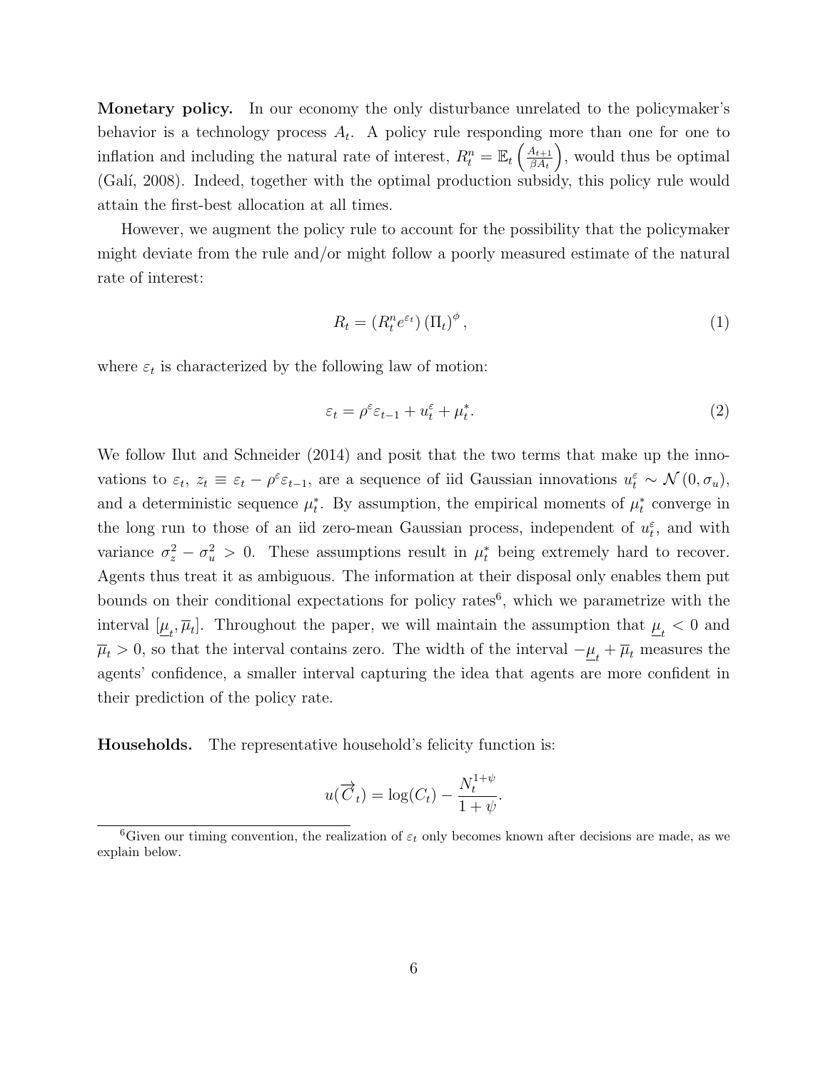**Monetary policy.** In our economy the only disturbance unrelated to the policymaker's behavior is a technology process $A_t$. A policy rule responding more than one for one to inflation and including the natural rate of interest, $R_t^n = \mathbb{E}_t\left(\frac{A_{t+1}}{\beta A_t}\right)$, would thus be optimal (Galí, 2008). Indeed, together with the optimal production subsidy, this policy rule would attain the first-best allocation at all times.

However, we augment the policy rule to account for the possibility that the policymaker might deviate from the rule and/or might follow a poorly measured estimate of the natural rate of interest:

$$R_t = \left(R_t^n e^{\varepsilon_t}\right)\left(\Pi_t\right)^{\phi}, \tag{1}$$

where $\varepsilon_t$ is characterized by the following law of motion:

$$\varepsilon_t = \rho^{\varepsilon}\varepsilon_{t-1} + u_t^{\varepsilon} + \mu_t^*. \tag{2}$$

We follow Ilut and Schneider (2014) and posit that the two terms that make up the innovations to $\varepsilon_t$, $z_t \equiv \varepsilon_t - \rho^{\varepsilon}\varepsilon_{t-1}$, are a sequence of iid Gaussian innovations $u_t^{\varepsilon} \sim \mathcal{N}(0, \sigma_u)$, and a deterministic sequence $\mu_t^*$. By assumption, the empirical moments of $\mu_t^*$ converge in the long run to those of an iid zero-mean Gaussian process, independent of $u_t^{\varepsilon}$, and with variance $\sigma_z^2 - \sigma_u^2 > 0$. These assumptions result in $\mu_t^*$ being extremely hard to recover. Agents thus treat it as ambiguous. The information at their disposal only enables them put bounds on their conditional expectations for policy rates[6], which we parametrize with the interval $[\underline{\mu}_t, \overline{\mu}_t]$. Throughout the paper, we will maintain the assumption that $\underline{\mu}_t < 0$ and $\overline{\mu}_t > 0$, so that the interval contains zero. The width of the interval $-\underline{\mu}_t + \overline{\mu}_t$ measures the agents' confidence, a smaller interval capturing the idea that agents are more confident in their prediction of the policy rate.

**Households.** The representative household's felicity function is:

$$u(\overrightarrow{C}_t) = \log(C_t) - \frac{N_t^{1+\psi}}{1+\psi}.$$

[6]Given our timing convention, the realization of $\varepsilon_t$ only becomes known after decisions are made, as we explain below.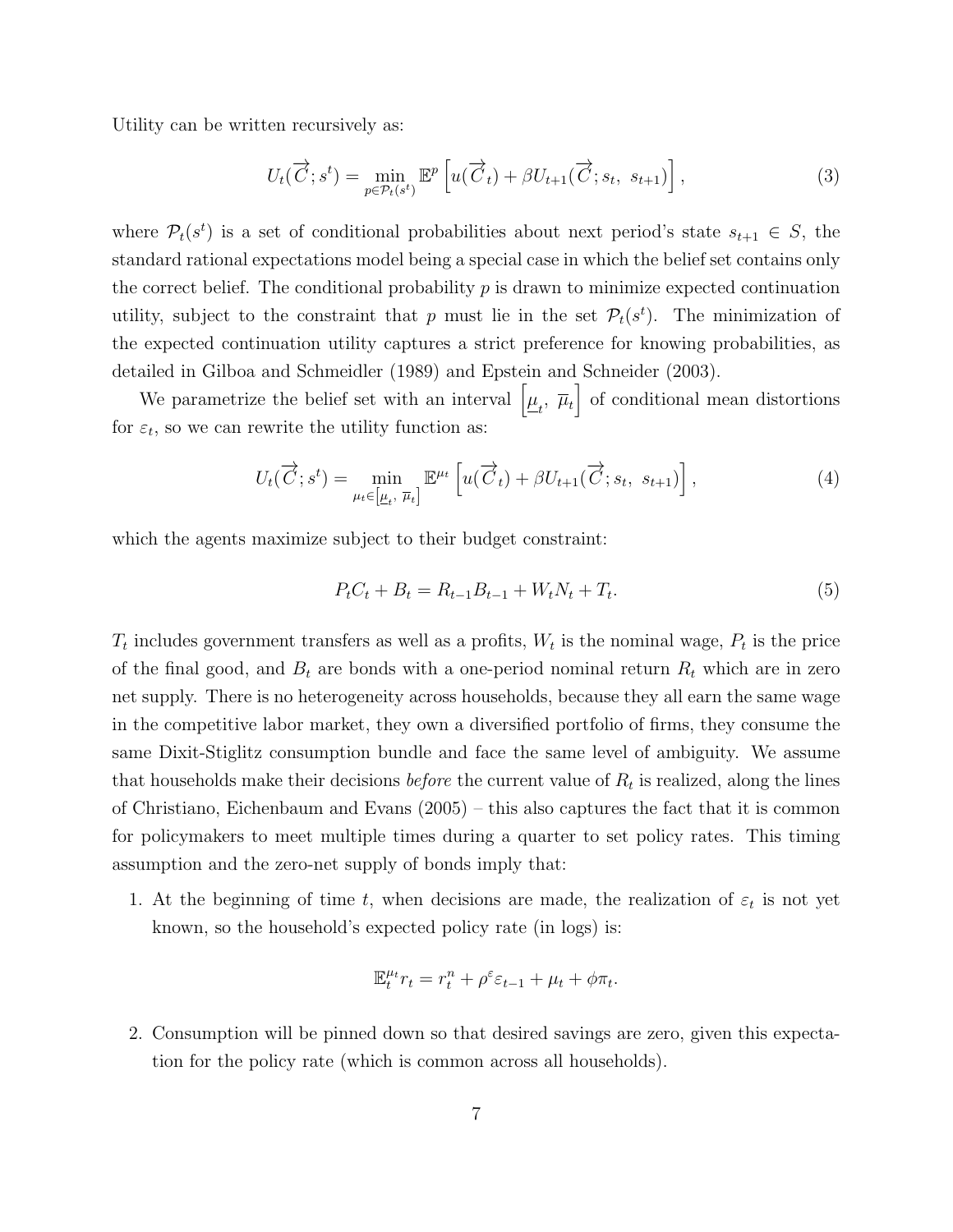Utility can be written recursively as:

$$U_t(\overrightarrow{C}; s^t) = \min_{p \in \mathcal{P}_t(s^t)} \mathbb{E}^p \left[ u(\overrightarrow{C}_t) + \beta U_{t+1}(\overrightarrow{C}; s_t,\ s_{t+1}) \right], \tag{3}$$

where $\mathcal{P}_t(s^t)$ is a set of conditional probabilities about next period's state $s_{t+1} \in S$, the standard rational expectations model being a special case in which the belief set contains only the correct belief. The conditional probability $p$ is drawn to minimize expected continuation utility, subject to the constraint that $p$ must lie in the set $\mathcal{P}_t(s^t)$. The minimization of the expected continuation utility captures a strict preference for knowing probabilities, as detailed in Gilboa and Schmeidler (1989) and Epstein and Schneider (2003).

We parametrize the belief set with an interval $\left[\underline{\mu}_t,\ \overline{\mu}_t\right]$ of conditional mean distortions for $\varepsilon_t$, so we can rewrite the utility function as:

$$U_t(\overrightarrow{C}; s^t) = \min_{\mu_t \in \left[\underline{\mu}_t,\ \overline{\mu}_t\right]} \mathbb{E}^{\mu_t} \left[ u(\overrightarrow{C}_t) + \beta U_{t+1}(\overrightarrow{C}; s_t,\ s_{t+1}) \right], \tag{4}$$

which the agents maximize subject to their budget constraint:

$$P_t C_t + B_t = R_{t-1} B_{t-1} + W_t N_t + T_t. \tag{5}$$

$T_t$ includes government transfers as well as a profits, $W_t$ is the nominal wage, $P_t$ is the price of the final good, and $B_t$ are bonds with a one-period nominal return $R_t$ which are in zero net supply. There is no heterogeneity across households, because they all earn the same wage in the competitive labor market, they own a diversified portfolio of firms, they consume the same Dixit-Stiglitz consumption bundle and face the same level of ambiguity. We assume that households make their decisions *before* the current value of $R_t$ is realized, along the lines of Christiano, Eichenbaum and Evans (2005) – this also captures the fact that it is common for policymakers to meet multiple times during a quarter to set policy rates. This timing assumption and the zero-net supply of bonds imply that:

1. At the beginning of time $t$, when decisions are made, the realization of $\varepsilon_t$ is not yet known, so the household's expected policy rate (in logs) is:

$$\mathbb{E}_t^{\mu_t} r_t = r_t^n + \rho^\varepsilon \varepsilon_{t-1} + \mu_t + \phi \pi_t.$$

2. Consumption will be pinned down so that desired savings are zero, given this expectation for the policy rate (which is common across all households).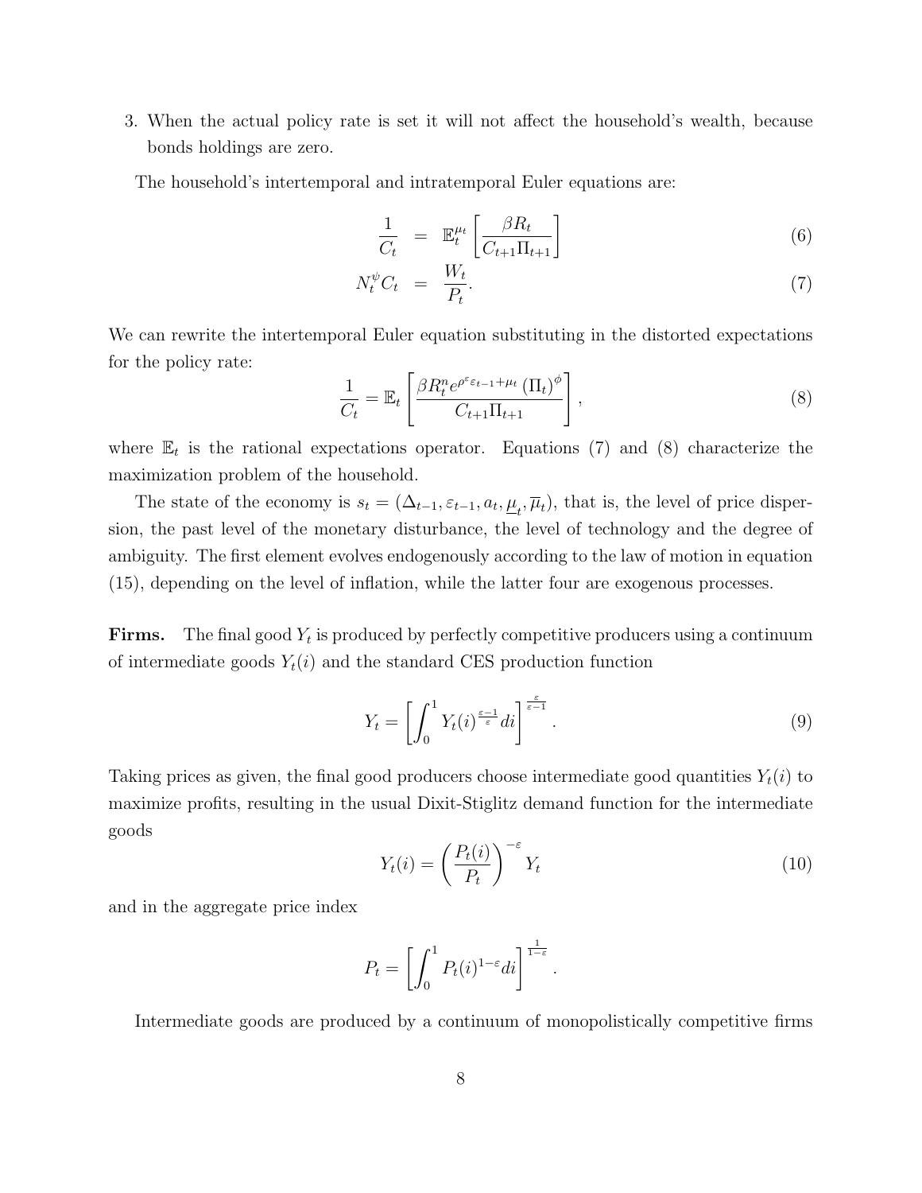3. When the actual policy rate is set it will not affect the household's wealth, because bonds holdings are zero.

The household's intertemporal and intratemporal Euler equations are:

$$
\frac{1}{C_t} = \mathbb{E}_t^{\mu_t}\left[\frac{\beta R_t}{C_{t+1}\Pi_{t+1}}\right] \tag{6}
$$

$$
N_t^{\psi} C_t = \frac{W_t}{P_t}. \tag{7}
$$

We can rewrite the intertemporal Euler equation substituting in the distorted expectations for the policy rate:

$$
\frac{1}{C_t} = \mathbb{E}_t\left[\frac{\beta R_t^n e^{\rho^{\varepsilon}\varepsilon_{t-1}+\mu_t}\left(\Pi_t\right)^{\phi}}{C_{t+1}\Pi_{t+1}}\right], \tag{8}
$$

where $\mathbb{E}_t$ is the rational expectations operator. Equations (7) and (8) characterize the maximization problem of the household.

The state of the economy is $s_t = (\Delta_{t-1}, \varepsilon_{t-1}, a_t, \underline{\mu}_t, \overline{\mu}_t)$, that is, the level of price dispersion, the past level of the monetary disturbance, the level of technology and the degree of ambiguity. The first element evolves endogenously according to the law of motion in equation (15), depending on the level of inflation, while the latter four are exogenous processes.

**Firms.** The final good $Y_t$ is produced by perfectly competitive producers using a continuum of intermediate goods $Y_t(i)$ and the standard CES production function

$$
Y_t = \left[\int_0^1 Y_t(i)^{\frac{\varepsilon-1}{\varepsilon}} di\right]^{\frac{\varepsilon}{\varepsilon-1}}. \tag{9}
$$

Taking prices as given, the final good producers choose intermediate good quantities $Y_t(i)$ to maximize profits, resulting in the usual Dixit-Stiglitz demand function for the intermediate goods

$$
Y_t(i) = \left(\frac{P_t(i)}{P_t}\right)^{-\varepsilon} Y_t \tag{10}
$$

and in the aggregate price index

$$
P_t = \left[\int_0^1 P_t(i)^{1-\varepsilon} di\right]^{\frac{1}{1-\varepsilon}}.
$$

Intermediate goods are produced by a continuum of monopolistically competitive firms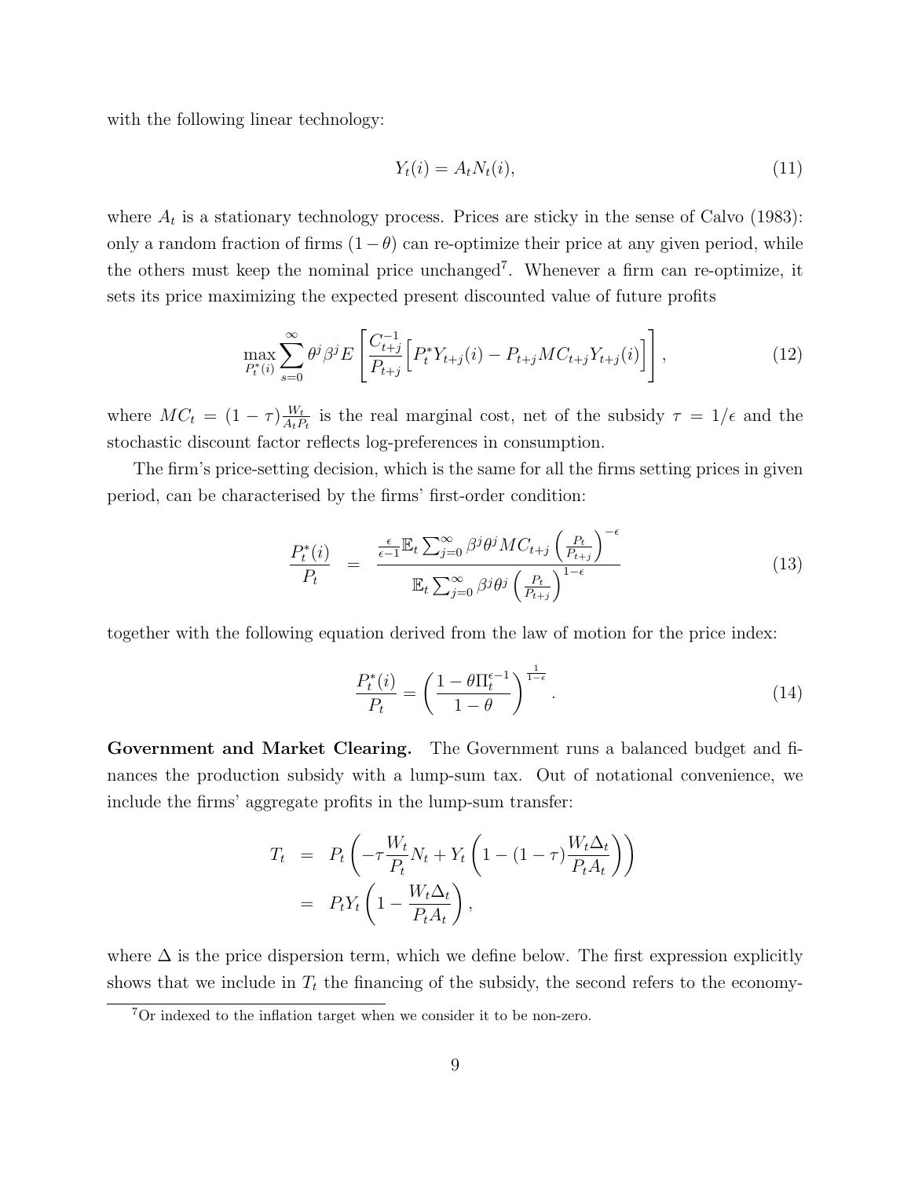with the following linear technology:

$$Y_t(i) = A_t N_t(i), \tag{11}$$

where $A_t$ is a stationary technology process. Prices are sticky in the sense of Calvo (1983): only a random fraction of firms $(1-\theta)$ can re-optimize their price at any given period, while the others must keep the nominal price unchanged[7]. Whenever a firm can re-optimize, it sets its price maximizing the expected present discounted value of future profits

$$\max_{P_t^*(i)} \sum_{s=0}^{\infty} \theta^j \beta^j E\left[\frac{C_{t+j}^{-1}}{P_{t+j}}\Big[P_t^* Y_{t+j}(i) - P_{t+j} MC_{t+j} Y_{t+j}(i)\Big]\right], \tag{12}$$

where $MC_t = (1-\tau)\frac{W_t}{A_t P_t}$ is the real marginal cost, net of the subsidy $\tau = 1/\epsilon$ and the stochastic discount factor reflects log-preferences in consumption.

The firm's price-setting decision, which is the same for all the firms setting prices in given period, can be characterised by the firms' first-order condition:

$$\frac{P_t^*(i)}{P_t} = \frac{\frac{\epsilon}{\epsilon-1}\mathbb{E}_t \sum_{j=0}^{\infty} \beta^j \theta^j MC_{t+j}\left(\frac{P_t}{P_{t+j}}\right)^{-\epsilon}}{\mathbb{E}_t \sum_{j=0}^{\infty} \beta^j \theta^j \left(\frac{P_t}{P_{t+j}}\right)^{1-\epsilon}} \tag{13}$$

together with the following equation derived from the law of motion for the price index:

$$\frac{P_t^*(i)}{P_t} = \left(\frac{1-\theta \Pi_t^{\epsilon-1}}{1-\theta}\right)^{\frac{1}{1-\epsilon}}. \tag{14}$$

**Government and Market Clearing.** The Government runs a balanced budget and finances the production subsidy with a lump-sum tax. Out of notational convenience, we include the firms' aggregate profits in the lump-sum transfer:

$$\begin{aligned} T_t &= P_t\left(-\tau \frac{W_t}{P_t} N_t + Y_t\left(1 - (1-\tau)\frac{W_t \Delta_t}{P_t A_t}\right)\right) \\ &= P_t Y_t \left(1 - \frac{W_t \Delta_t}{P_t A_t}\right), \end{aligned}$$

where $\Delta$ is the price dispersion term, which we define below. The first expression explicitly shows that we include in $T_t$ the financing of the subsidy, the second refers to the economy-

[7] Or indexed to the inflation target when we consider it to be non-zero.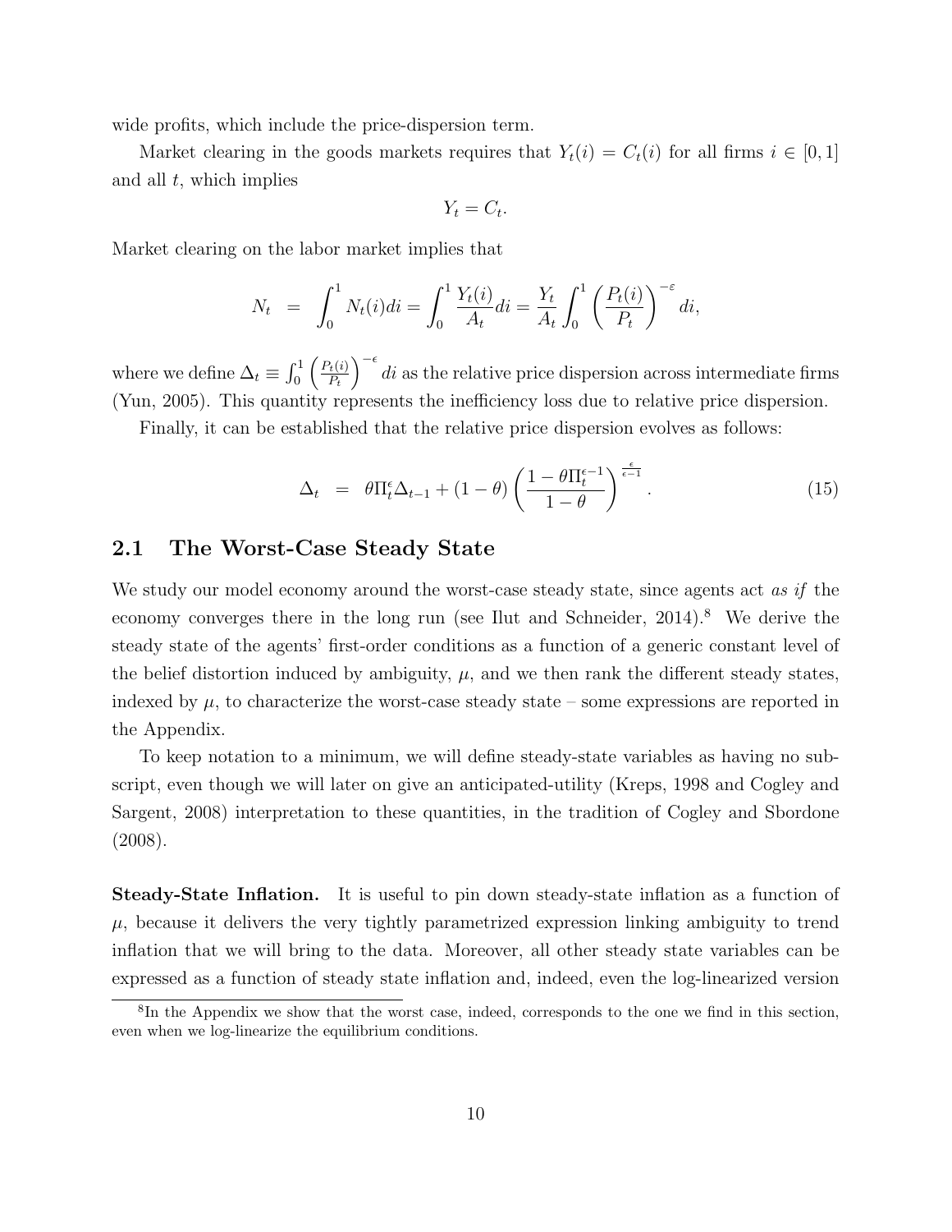wide profits, which include the price-dispersion term.

Market clearing in the goods markets requires that $Y_t(i) = C_t(i)$ for all firms $i \in [0,1]$ and all $t$, which implies

$$Y_t = C_t.$$

Market clearing on the labor market implies that

$$N_t = \int_0^1 N_t(i)di = \int_0^1 \frac{Y_t(i)}{A_t}di = \frac{Y_t}{A_t}\int_0^1 \left(\frac{P_t(i)}{P_t}\right)^{-\varepsilon} di,$$

where we define $\Delta_t \equiv \int_0^1 \left(\frac{P_t(i)}{P_t}\right)^{-\epsilon} di$ as the relative price dispersion across intermediate firms (Yun, 2005). This quantity represents the inefficiency loss due to relative price dispersion.

Finally, it can be established that the relative price dispersion evolves as follows:

$$\Delta_t = \theta \Pi_t^{\epsilon} \Delta_{t-1} + (1-\theta)\left(\frac{1-\theta \Pi_t^{\epsilon-1}}{1-\theta}\right)^{\frac{\epsilon}{\epsilon-1}}. \tag{15}$$

## 2.1 The Worst-Case Steady State

We study our model economy around the worst-case steady state, since agents act *as if* the economy converges there in the long run (see Ilut and Schneider, 2014).[8] We derive the steady state of the agents' first-order conditions as a function of a generic constant level of the belief distortion induced by ambiguity, $\mu$, and we then rank the different steady states, indexed by $\mu$, to characterize the worst-case steady state – some expressions are reported in the Appendix.

To keep notation to a minimum, we will define steady-state variables as having no subscript, even though we will later on give an anticipated-utility (Kreps, 1998 and Cogley and Sargent, 2008) interpretation to these quantities, in the tradition of Cogley and Sbordone (2008).

**Steady-State Inflation.** It is useful to pin down steady-state inflation as a function of $\mu$, because it delivers the very tightly parametrized expression linking ambiguity to trend inflation that we will bring to the data. Moreover, all other steady state variables can be expressed as a function of steady state inflation and, indeed, even the log-linearized version

[8] In the Appendix we show that the worst case, indeed, corresponds to the one we find in this section, even when we log-linearize the equilibrium conditions.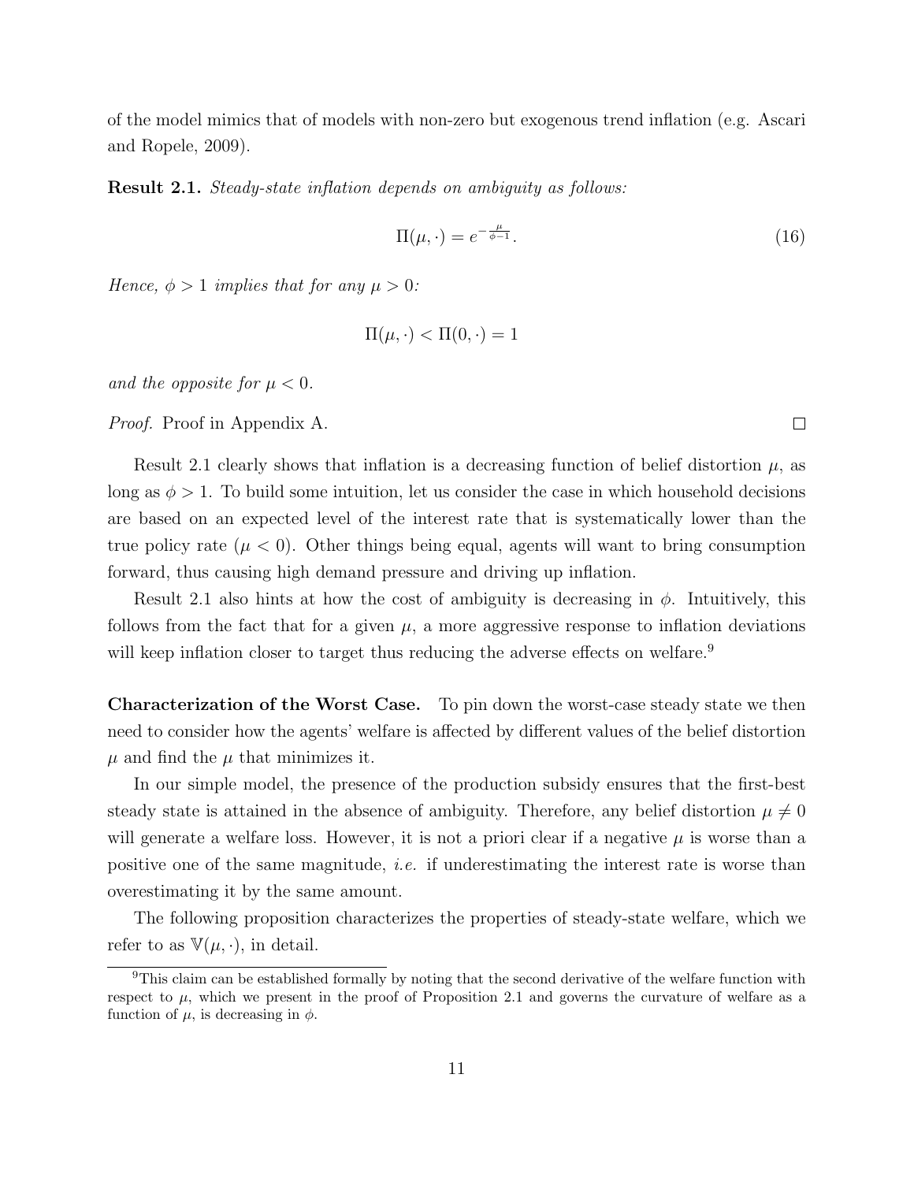of the model mimics that of models with non-zero but exogenous trend inflation (e.g. Ascari and Ropele, 2009).

**Result 2.1.** *Steady-state inflation depends on ambiguity as follows:*

$$\Pi(\mu, \cdot) = e^{-\frac{\mu}{\phi - 1}}. \tag{16}$$

*Hence, $\phi > 1$ implies that for any $\mu > 0$:*

$$\Pi(\mu, \cdot) < \Pi(0, \cdot) = 1$$

*and the opposite for $\mu < 0$.*

*Proof.* Proof in Appendix A. □

Result 2.1 clearly shows that inflation is a decreasing function of belief distortion $\mu$, as long as $\phi > 1$. To build some intuition, let us consider the case in which household decisions are based on an expected level of the interest rate that is systematically lower than the true policy rate ($\mu < 0$). Other things being equal, agents will want to bring consumption forward, thus causing high demand pressure and driving up inflation.

Result 2.1 also hints at how the cost of ambiguity is decreasing in $\phi$. Intuitively, this follows from the fact that for a given $\mu$, a more aggressive response to inflation deviations will keep inflation closer to target thus reducing the adverse effects on welfare.[9]

**Characterization of the Worst Case.** To pin down the worst-case steady state we then need to consider how the agents' welfare is affected by different values of the belief distortion $\mu$ and find the $\mu$ that minimizes it.

In our simple model, the presence of the production subsidy ensures that the first-best steady state is attained in the absence of ambiguity. Therefore, any belief distortion $\mu \neq 0$ will generate a welfare loss. However, it is not a priori clear if a negative $\mu$ is worse than a positive one of the same magnitude, *i.e.* if underestimating the interest rate is worse than overestimating it by the same amount.

The following proposition characterizes the properties of steady-state welfare, which we refer to as $\mathbb{V}(\mu, \cdot)$, in detail.

[9] This claim can be established formally by noting that the second derivative of the welfare function with respect to $\mu$, which we present in the proof of Proposition 2.1 and governs the curvature of welfare as a function of $\mu$, is decreasing in $\phi$.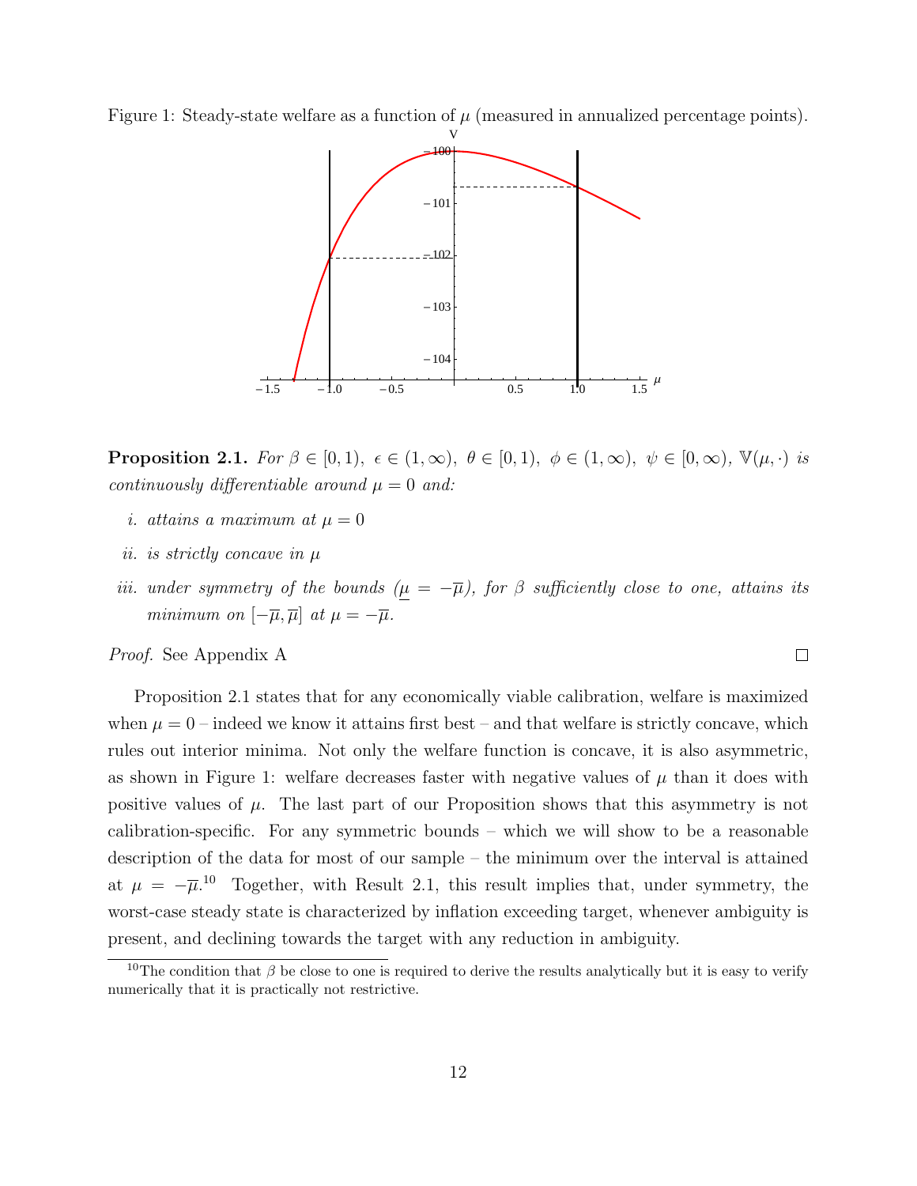Figure 1: Steady-state welfare as a function of $\mu$ (measured in annualized percentage points).

**Proposition 2.1.** *For $\beta \in [0, 1)$, $\epsilon \in (1, \infty)$, $\theta \in [0, 1)$, $\phi \in (1, \infty)$, $\psi \in [0, \infty)$, $\mathbb{V}(\mu, \cdot)$ is continuously differentiable around $\mu = 0$ and:*

*i. attains a maximum at $\mu = 0$*

*ii. is strictly concave in $\mu$*

*iii. under symmetry of the bounds ($\underline{\mu} = -\overline{\mu}$), for $\beta$ sufficiently close to one, attains its minimum on $[-\overline{\mu}, \overline{\mu}]$ at $\mu = -\overline{\mu}$.*

*Proof.* See Appendix A □

Proposition 2.1 states that for any economically viable calibration, welfare is maximized when $\mu = 0$ – indeed we know it attains first best – and that welfare is strictly concave, which rules out interior minima. Not only the welfare function is concave, it is also asymmetric, as shown in Figure 1: welfare decreases faster with negative values of $\mu$ than it does with positive values of $\mu$. The last part of our Proposition shows that this asymmetry is not calibration-specific. For any symmetric bounds – which we will show to be a reasonable description of the data for most of our sample – the minimum over the interval is attained at $\mu = -\overline{\mu}$.[10] Together, with Result 2.1, this result implies that, under symmetry, the worst-case steady state is characterized by inflation exceeding target, whenever ambiguity is present, and declining towards the target with any reduction in ambiguity.

[10]The condition that $\beta$ be close to one is required to derive the results analytically but it is easy to verify numerically that it is practically not restrictive.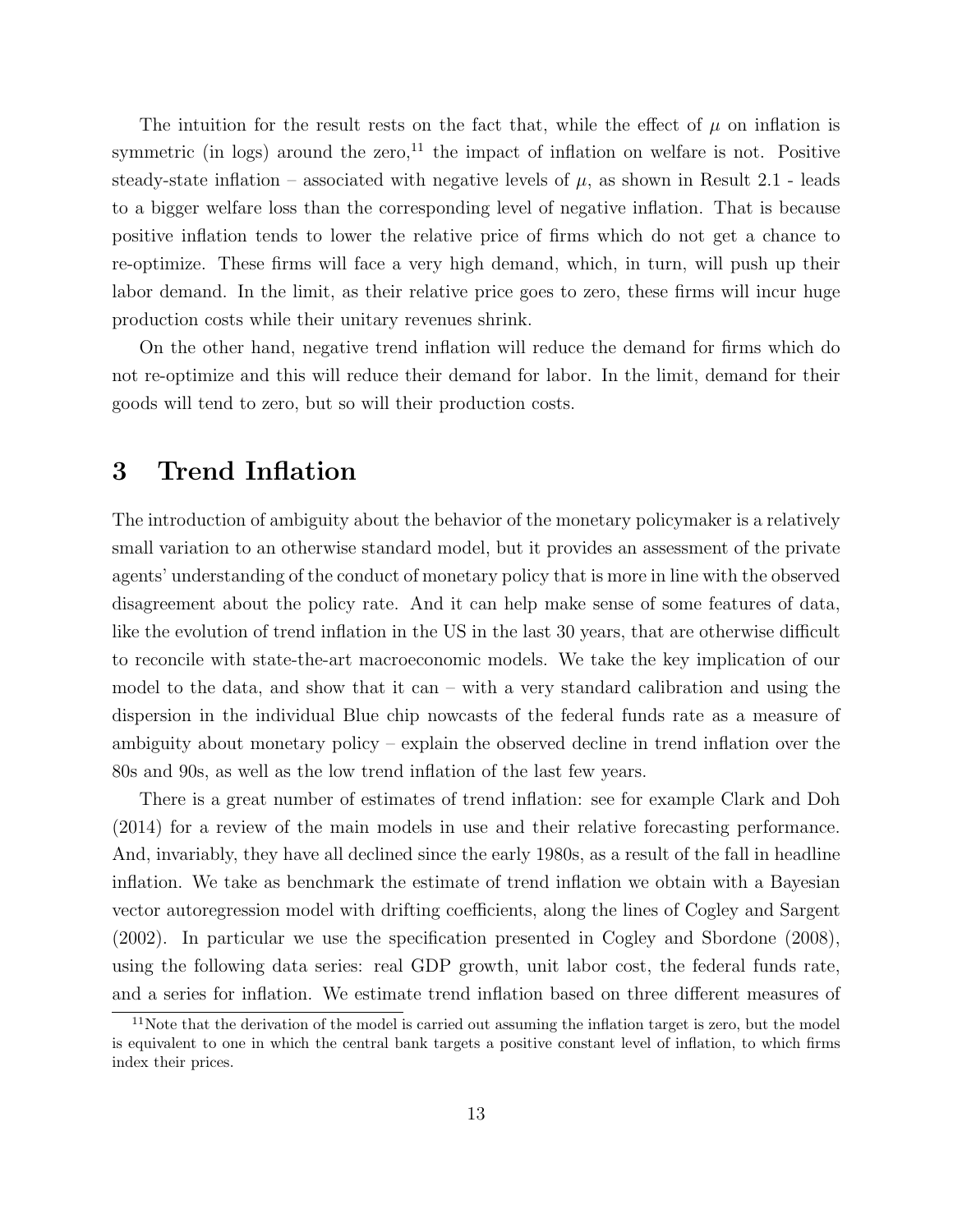The intuition for the result rests on the fact that, while the effect of $\mu$ on inflation is symmetric (in logs) around the zero,[11] the impact of inflation on welfare is not. Positive steady-state inflation – associated with negative levels of $\mu$, as shown in Result 2.1 - leads to a bigger welfare loss than the corresponding level of negative inflation. That is because positive inflation tends to lower the relative price of firms which do not get a chance to re-optimize. These firms will face a very high demand, which, in turn, will push up their labor demand. In the limit, as their relative price goes to zero, these firms will incur huge production costs while their unitary revenues shrink.

On the other hand, negative trend inflation will reduce the demand for firms which do not re-optimize and this will reduce their demand for labor. In the limit, demand for their goods will tend to zero, but so will their production costs.

# 3 Trend Inflation

The introduction of ambiguity about the behavior of the monetary policymaker is a relatively small variation to an otherwise standard model, but it provides an assessment of the private agents' understanding of the conduct of monetary policy that is more in line with the observed disagreement about the policy rate. And it can help make sense of some features of data, like the evolution of trend inflation in the US in the last 30 years, that are otherwise difficult to reconcile with state-the-art macroeconomic models. We take the key implication of our model to the data, and show that it can – with a very standard calibration and using the dispersion in the individual Blue chip nowcasts of the federal funds rate as a measure of ambiguity about monetary policy – explain the observed decline in trend inflation over the 80s and 90s, as well as the low trend inflation of the last few years.

There is a great number of estimates of trend inflation: see for example Clark and Doh (2014) for a review of the main models in use and their relative forecasting performance. And, invariably, they have all declined since the early 1980s, as a result of the fall in headline inflation. We take as benchmark the estimate of trend inflation we obtain with a Bayesian vector autoregression model with drifting coefficients, along the lines of Cogley and Sargent (2002). In particular we use the specification presented in Cogley and Sbordone (2008), using the following data series: real GDP growth, unit labor cost, the federal funds rate, and a series for inflation. We estimate trend inflation based on three different measures of

[11] Note that the derivation of the model is carried out assuming the inflation target is zero, but the model is equivalent to one in which the central bank targets a positive constant level of inflation, to which firms index their prices.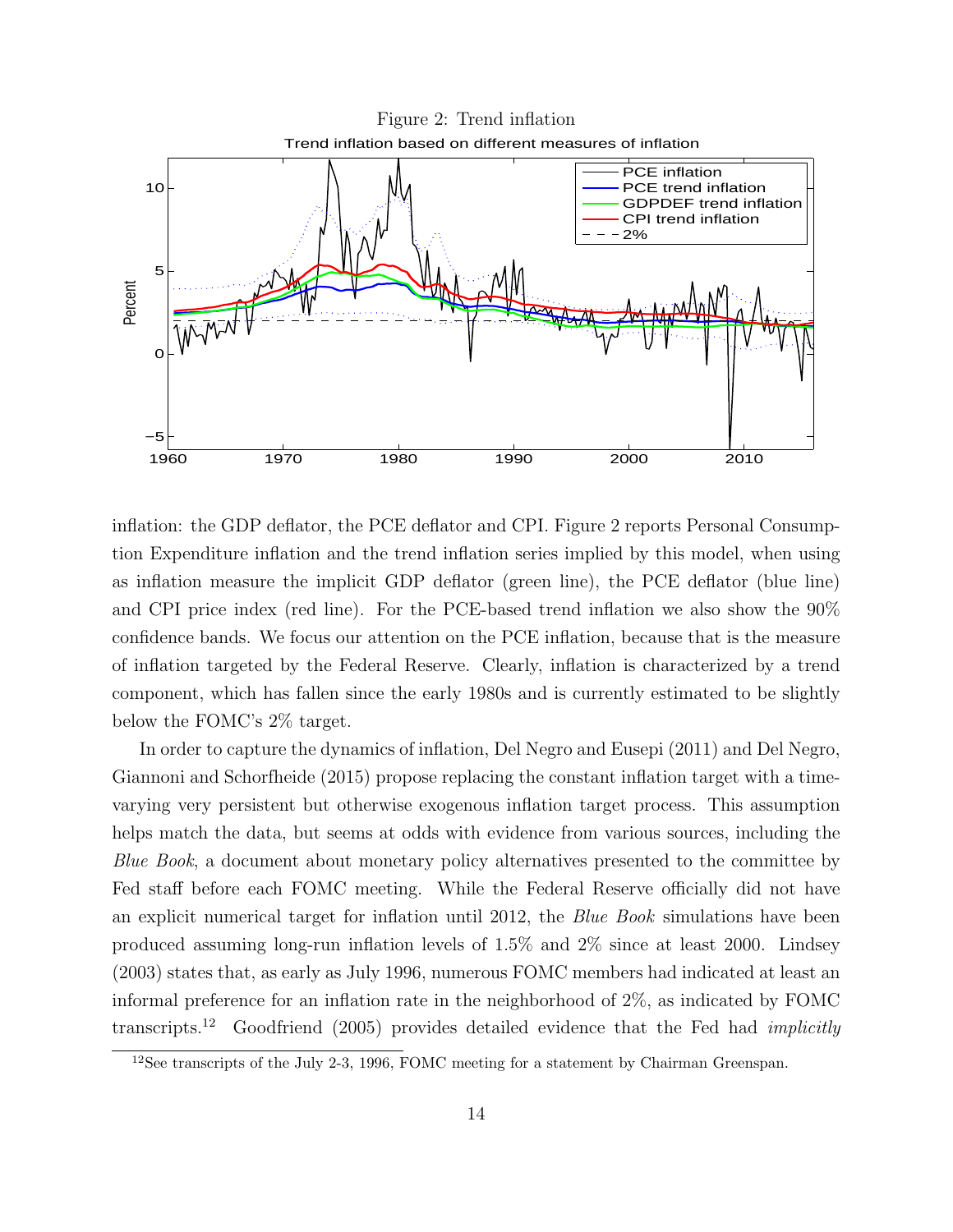Figure 2: Trend inflation

inflation: the GDP deflator, the PCE deflator and CPI. Figure 2 reports Personal Consumption Expenditure inflation and the trend inflation series implied by this model, when using as inflation measure the implicit GDP deflator (green line), the PCE deflator (blue line) and CPI price index (red line). For the PCE-based trend inflation we also show the 90% confidence bands. We focus our attention on the PCE inflation, because that is the measure of inflation targeted by the Federal Reserve. Clearly, inflation is characterized by a trend component, which has fallen since the early 1980s and is currently estimated to be slightly below the FOMC's 2% target.

In order to capture the dynamics of inflation, Del Negro and Eusepi (2011) and Del Negro, Giannoni and Schorfheide (2015) propose replacing the constant inflation target with a time-varying very persistent but otherwise exogenous inflation target process. This assumption helps match the data, but seems at odds with evidence from various sources, including the *Blue Book*, a document about monetary policy alternatives presented to the committee by Fed staff before each FOMC meeting. While the Federal Reserve officially did not have an explicit numerical target for inflation until 2012, the *Blue Book* simulations have been produced assuming long-run inflation levels of 1.5% and 2% since at least 2000. Lindsey (2003) states that, as early as July 1996, numerous FOMC members had indicated at least an informal preference for an inflation rate in the neighborhood of 2%, as indicated by FOMC transcripts.[12] Goodfriend (2005) provides detailed evidence that the Fed had *implicitly*

[12] See transcripts of the July 2-3, 1996, FOMC meeting for a statement by Chairman Greenspan.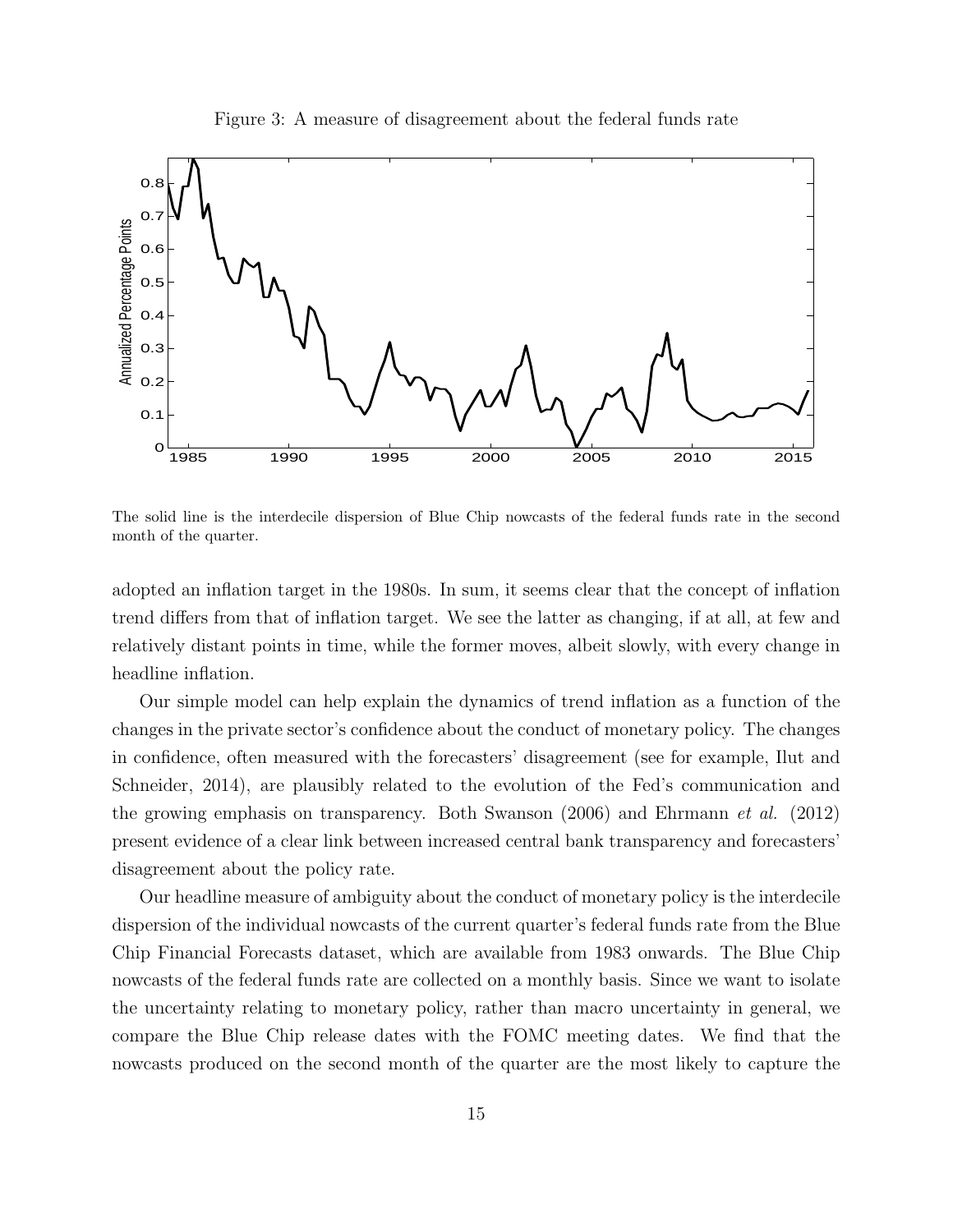Figure 3: A measure of disagreement about the federal funds rate

The solid line is the interdecile dispersion of Blue Chip nowcasts of the federal funds rate in the second month of the quarter.

adopted an inflation target in the 1980s. In sum, it seems clear that the concept of inflation trend differs from that of inflation target. We see the latter as changing, if at all, at few and relatively distant points in time, while the former moves, albeit slowly, with every change in headline inflation.

Our simple model can help explain the dynamics of trend inflation as a function of the changes in the private sector's confidence about the conduct of monetary policy. The changes in confidence, often measured with the forecasters' disagreement (see for example, Ilut and Schneider, 2014), are plausibly related to the evolution of the Fed's communication and the growing emphasis on transparency. Both Swanson (2006) and Ehrmann *et al.* (2012) present evidence of a clear link between increased central bank transparency and forecasters' disagreement about the policy rate.

Our headline measure of ambiguity about the conduct of monetary policy is the interdecile dispersion of the individual nowcasts of the current quarter's federal funds rate from the Blue Chip Financial Forecasts dataset, which are available from 1983 onwards. The Blue Chip nowcasts of the federal funds rate are collected on a monthly basis. Since we want to isolate the uncertainty relating to monetary policy, rather than macro uncertainty in general, we compare the Blue Chip release dates with the FOMC meeting dates. We find that the nowcasts produced on the second month of the quarter are the most likely to capture the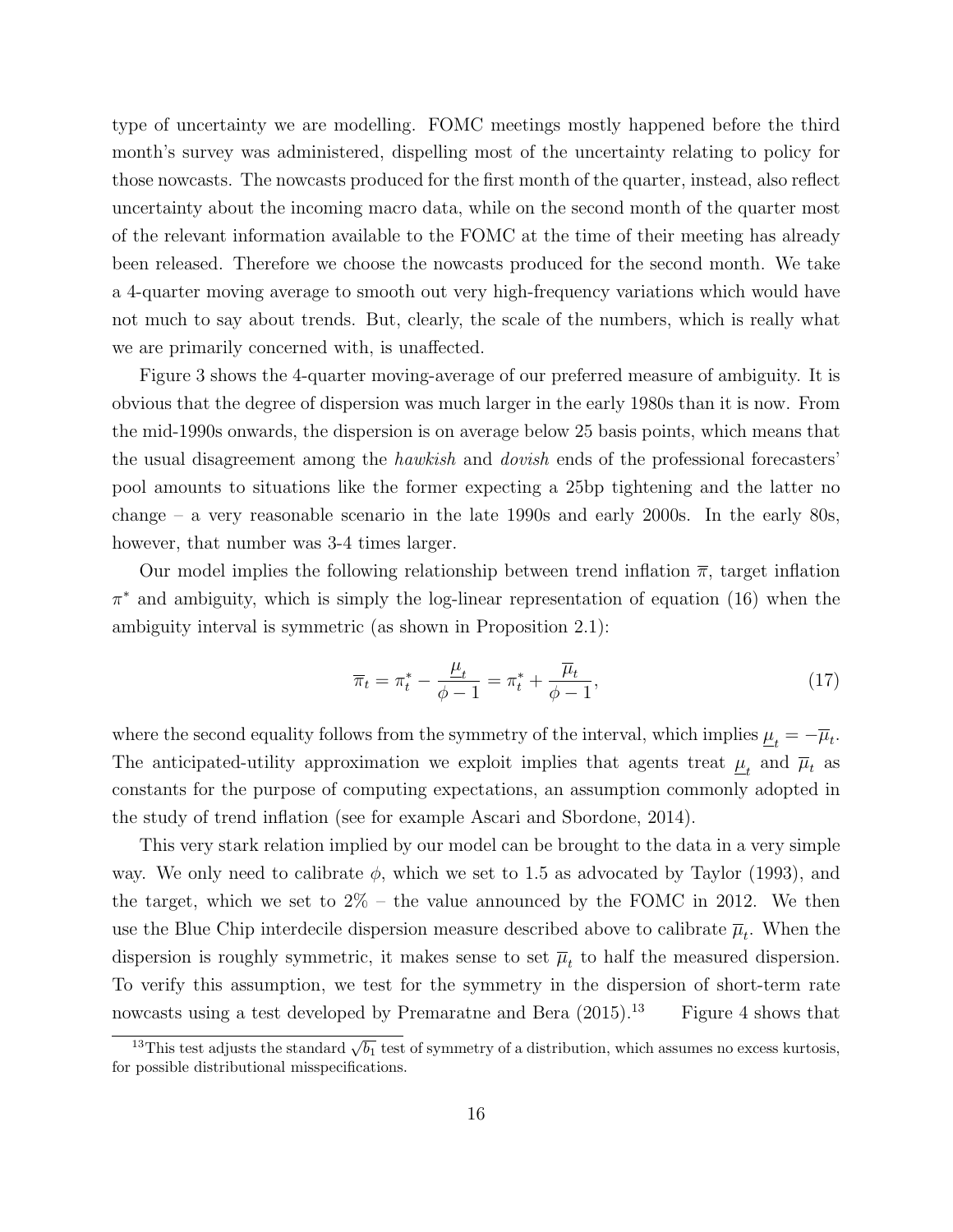type of uncertainty we are modelling. FOMC meetings mostly happened before the third month's survey was administered, dispelling most of the uncertainty relating to policy for those nowcasts. The nowcasts produced for the first month of the quarter, instead, also reflect uncertainty about the incoming macro data, while on the second month of the quarter most of the relevant information available to the FOMC at the time of their meeting has already been released. Therefore we choose the nowcasts produced for the second month. We take a 4-quarter moving average to smooth out very high-frequency variations which would have not much to say about trends. But, clearly, the scale of the numbers, which is really what we are primarily concerned with, is unaffected.

Figure 3 shows the 4-quarter moving-average of our preferred measure of ambiguity. It is obvious that the degree of dispersion was much larger in the early 1980s than it is now. From the mid-1990s onwards, the dispersion is on average below 25 basis points, which means that the usual disagreement among the *hawkish* and *dovish* ends of the professional forecasters' pool amounts to situations like the former expecting a 25bp tightening and the latter no change – a very reasonable scenario in the late 1990s and early 2000s. In the early 80s, however, that number was 3-4 times larger.

Our model implies the following relationship between trend inflation $\overline{\pi}$, target inflation $\pi^*$ and ambiguity, which is simply the log-linear representation of equation (16) when the ambiguity interval is symmetric (as shown in Proposition 2.1):

$$\overline{\pi}_t = \pi_t^* - \frac{\underline{\mu}_t}{\phi - 1} = \pi_t^* + \frac{\overline{\mu}_t}{\phi - 1}, \tag{17}$$

where the second equality follows from the symmetry of the interval, which implies $\underline{\mu}_t = -\overline{\mu}_t$. The anticipated-utility approximation we exploit implies that agents treat $\underline{\mu}_t$ and $\overline{\mu}_t$ as constants for the purpose of computing expectations, an assumption commonly adopted in the study of trend inflation (see for example Ascari and Sbordone, 2014).

This very stark relation implied by our model can be brought to the data in a very simple way. We only need to calibrate $\phi$, which we set to 1.5 as advocated by Taylor (1993), and the target, which we set to 2% – the value announced by the FOMC in 2012. We then use the Blue Chip interdecile dispersion measure described above to calibrate $\overline{\mu}_t$. When the dispersion is roughly symmetric, it makes sense to set $\overline{\mu}_t$ to half the measured dispersion. To verify this assumption, we test for the symmetry in the dispersion of short-term rate nowcasts using a test developed by Premaratne and Bera (2015).[13] Figure 4 shows that

[13] This test adjusts the standard $\sqrt{b_1}$ test of symmetry of a distribution, which assumes no excess kurtosis, for possible distributional misspecifications.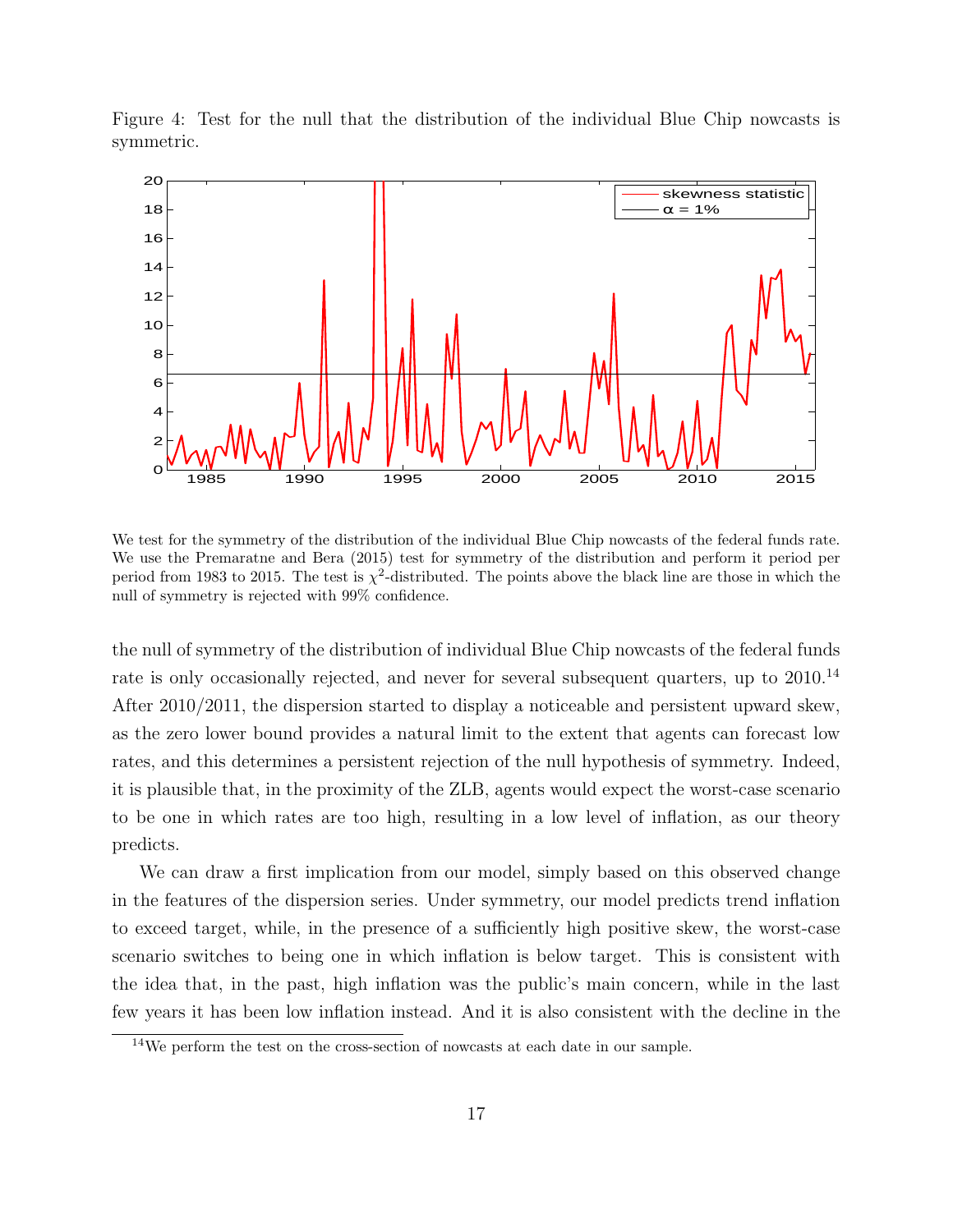Figure 4: Test for the null that the distribution of the individual Blue Chip nowcasts is symmetric.

We test for the symmetry of the distribution of the individual Blue Chip nowcasts of the federal funds rate. We use the Premaratne and Bera (2015) test for symmetry of the distribution and perform it period per period from 1983 to 2015. The test is $\chi^2$-distributed. The points above the black line are those in which the null of symmetry is rejected with 99% confidence.

the null of symmetry of the distribution of individual Blue Chip nowcasts of the federal funds rate is only occasionally rejected, and never for several subsequent quarters, up to 2010.[14] After 2010/2011, the dispersion started to display a noticeable and persistent upward skew, as the zero lower bound provides a natural limit to the extent that agents can forecast low rates, and this determines a persistent rejection of the null hypothesis of symmetry. Indeed, it is plausible that, in the proximity of the ZLB, agents would expect the worst-case scenario to be one in which rates are too high, resulting in a low level of inflation, as our theory predicts.

We can draw a first implication from our model, simply based on this observed change in the features of the dispersion series. Under symmetry, our model predicts trend inflation to exceed target, while, in the presence of a sufficiently high positive skew, the worst-case scenario switches to being one in which inflation is below target. This is consistent with the idea that, in the past, high inflation was the public's main concern, while in the last few years it has been low inflation instead. And it is also consistent with the decline in the

[14] We perform the test on the cross-section of nowcasts at each date in our sample.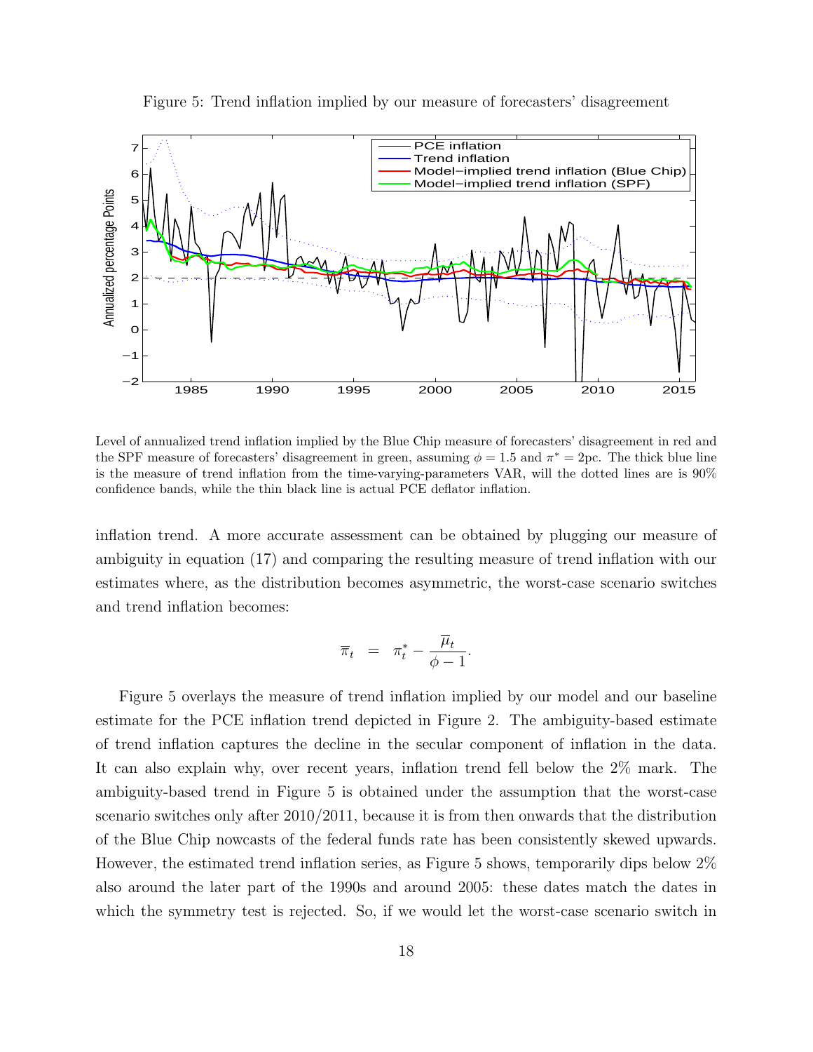Figure 5: Trend inflation implied by our measure of forecasters' disagreement

Level of annualized trend inflation implied by the Blue Chip measure of forecasters' disagreement in red and the SPF measure of forecasters' disagreement in green, assuming $\phi = 1.5$ and $\pi^* = 2$pc. The thick blue line is the measure of trend inflation from the time-varying-parameters VAR, will the dotted lines are is 90% confidence bands, while the thin black line is actual PCE deflator inflation.

inflation trend. A more accurate assessment can be obtained by plugging our measure of ambiguity in equation (17) and comparing the resulting measure of trend inflation with our estimates where, as the distribution becomes asymmetric, the worst-case scenario switches and trend inflation becomes:

$$\overline{\pi}_t \;\; = \;\; \pi_t^* - \frac{\overline{\mu}_t}{\phi - 1}.$$

Figure 5 overlays the measure of trend inflation implied by our model and our baseline estimate for the PCE inflation trend depicted in Figure 2. The ambiguity-based estimate of trend inflation captures the decline in the secular component of inflation in the data. It can also explain why, over recent years, inflation trend fell below the 2% mark. The ambiguity-based trend in Figure 5 is obtained under the assumption that the worst-case scenario switches only after 2010/2011, because it is from then onwards that the distribution of the Blue Chip nowcasts of the federal funds rate has been consistently skewed upwards. However, the estimated trend inflation series, as Figure 5 shows, temporarily dips below 2% also around the later part of the 1990s and around 2005: these dates match the dates in which the symmetry test is rejected. So, if we would let the worst-case scenario switch in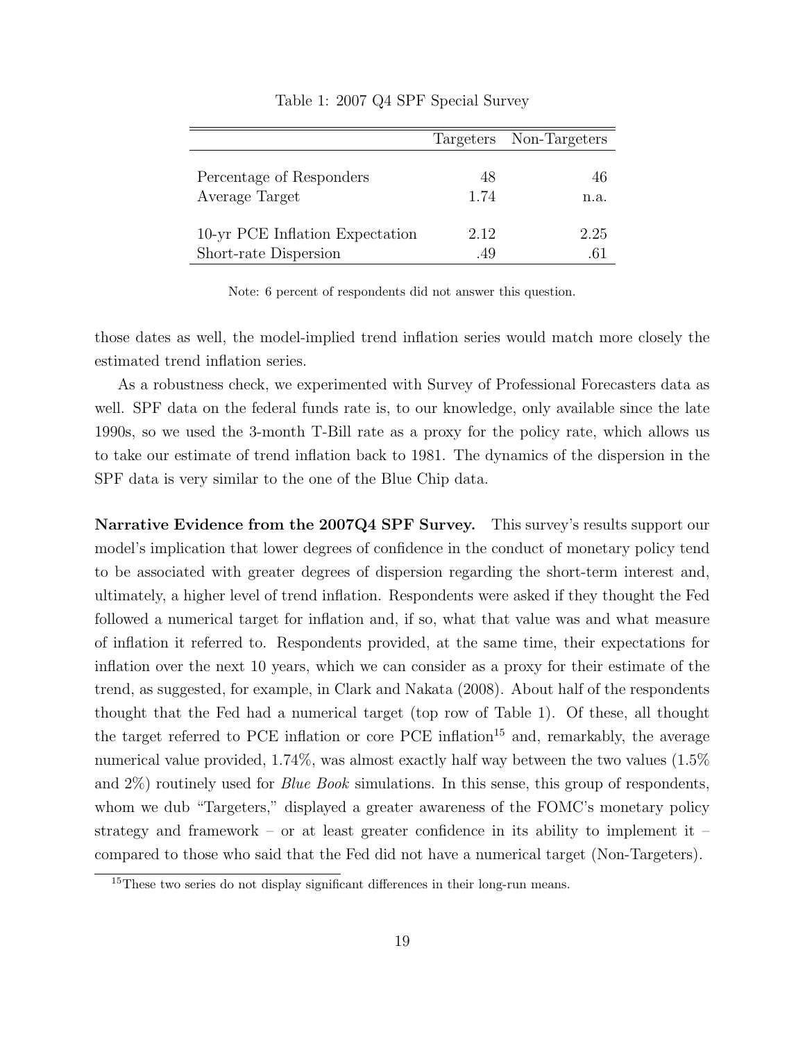Table 1: 2007 Q4 SPF Special Survey

| | Targeters | Non-Targeters |
|---|---|---|
| Percentage of Responders | 48 | 46 |
| Average Target | 1.74 | n.a. |
| 10-yr PCE Inflation Expectation | 2.12 | 2.25 |
| Short-rate Dispersion | .49 | .61 |

Note: 6 percent of respondents did not answer this question.

those dates as well, the model-implied trend inflation series would match more closely the estimated trend inflation series.

As a robustness check, we experimented with Survey of Professional Forecasters data as well. SPF data on the federal funds rate is, to our knowledge, only available since the late 1990s, so we used the 3-month T-Bill rate as a proxy for the policy rate, which allows us to take our estimate of trend inflation back to 1981. The dynamics of the dispersion in the SPF data is very similar to the one of the Blue Chip data.

**Narrative Evidence from the 2007Q4 SPF Survey.** This survey's results support our model's implication that lower degrees of confidence in the conduct of monetary policy tend to be associated with greater degrees of dispersion regarding the short-term interest and, ultimately, a higher level of trend inflation. Respondents were asked if they thought the Fed followed a numerical target for inflation and, if so, what that value was and what measure of inflation it referred to. Respondents provided, at the same time, their expectations for inflation over the next 10 years, which we can consider as a proxy for their estimate of the trend, as suggested, for example, in Clark and Nakata (2008). About half of the respondents thought that the Fed had a numerical target (top row of Table 1). Of these, all thought the target referred to PCE inflation or core PCE inflation[15] and, remarkably, the average numerical value provided, 1.74%, was almost exactly half way between the two values (1.5% and 2%) routinely used for *Blue Book* simulations. In this sense, this group of respondents, whom we dub "Targeters," displayed a greater awareness of the FOMC's monetary policy strategy and framework – or at least greater confidence in its ability to implement it – compared to those who said that the Fed did not have a numerical target (Non-Targeters).

[15] These two series do not display significant differences in their long-run means.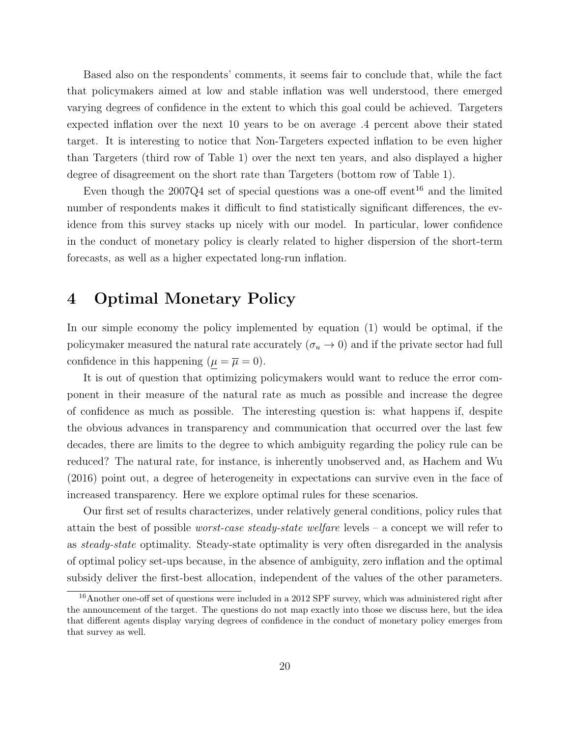Based also on the respondents' comments, it seems fair to conclude that, while the fact that policymakers aimed at low and stable inflation was well understood, there emerged varying degrees of confidence in the extent to which this goal could be achieved. Targeters expected inflation over the next 10 years to be on average .4 percent above their stated target. It is interesting to notice that Non-Targeters expected inflation to be even higher than Targeters (third row of Table 1) over the next ten years, and also displayed a higher degree of disagreement on the short rate than Targeters (bottom row of Table 1).

Even though the 2007Q4 set of special questions was a one-off event[16] and the limited number of respondents makes it difficult to find statistically significant differences, the evidence from this survey stacks up nicely with our model. In particular, lower confidence in the conduct of monetary policy is clearly related to higher dispersion of the short-term forecasts, as well as a higher expectated long-run inflation.

# 4 Optimal Monetary Policy

In our simple economy the policy implemented by equation (1) would be optimal, if the policymaker measured the natural rate accurately ($\sigma_u \to 0$) and if the private sector had full confidence in this happening ($\underline{\mu} = \overline{\mu} = 0$).

It is out of question that optimizing policymakers would want to reduce the error component in their measure of the natural rate as much as possible and increase the degree of confidence as much as possible. The interesting question is: what happens if, despite the obvious advances in transparency and communication that occurred over the last few decades, there are limits to the degree to which ambiguity regarding the policy rule can be reduced? The natural rate, for instance, is inherently unobserved and, as Hachem and Wu (2016) point out, a degree of heterogeneity in expectations can survive even in the face of increased transparency. Here we explore optimal rules for these scenarios.

Our first set of results characterizes, under relatively general conditions, policy rules that attain the best of possible *worst-case steady-state welfare* levels – a concept we will refer to as *steady-state* optimality. Steady-state optimality is very often disregarded in the analysis of optimal policy set-ups because, in the absence of ambiguity, zero inflation and the optimal subsidy deliver the first-best allocation, independent of the values of the other parameters.

[16] Another one-off set of questions were included in a 2012 SPF survey, which was administered right after the announcement of the target. The questions do not map exactly into those we discuss here, but the idea that different agents display varying degrees of confidence in the conduct of monetary policy emerges from that survey as well.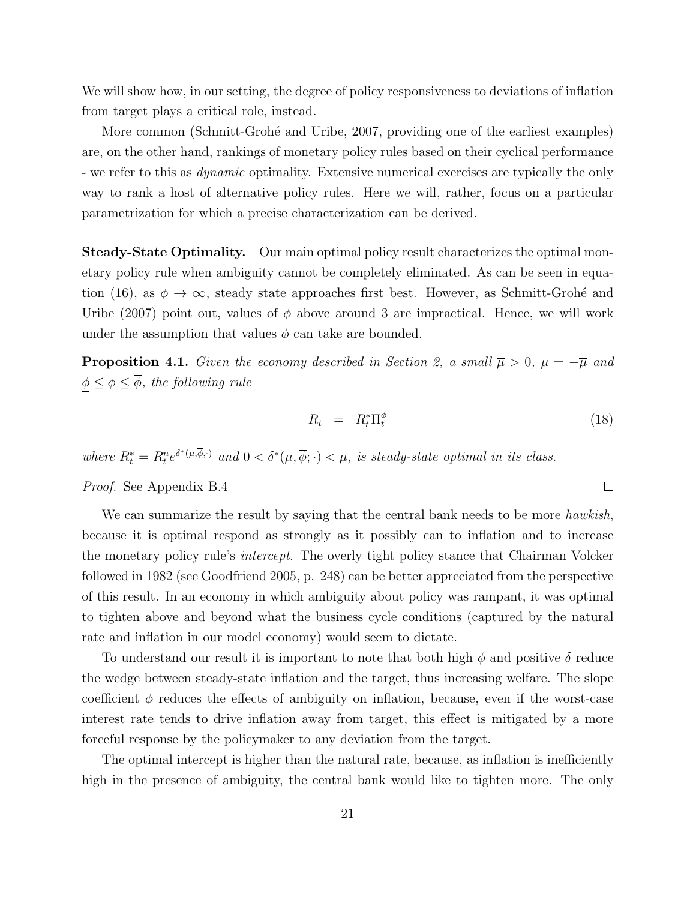We will show how, in our setting, the degree of policy responsiveness to deviations of inflation from target plays a critical role, instead.

More common (Schmitt-Grohé and Uribe, 2007, providing one of the earliest examples) are, on the other hand, rankings of monetary policy rules based on their cyclical performance - we refer to this as *dynamic* optimality. Extensive numerical exercises are typically the only way to rank a host of alternative policy rules. Here we will, rather, focus on a particular parametrization for which a precise characterization can be derived.

**Steady-State Optimality.** Our main optimal policy result characterizes the optimal monetary policy rule when ambiguity cannot be completely eliminated. As can be seen in equation (16), as $\phi \to \infty$, steady state approaches first best. However, as Schmitt-Grohé and Uribe (2007) point out, values of $\phi$ above around 3 are impractical. Hence, we will work under the assumption that values $\phi$ can take are bounded.

**Proposition 4.1.** *Given the economy described in Section 2, a small $\overline{\mu} > 0$, $\underline{\mu} = -\overline{\mu}$ and $\underline{\phi} \leq \phi \leq \overline{\phi}$, the following rule*

$$R_t = R_t^* \Pi_t^{\overline{\phi}} \tag{18}$$

*where $R_t^* = R_t^n e^{\delta^*(\overline{\mu}, \overline{\phi}, \cdot)}$ and $0 < \delta^*(\overline{\mu}, \overline{\phi}; \cdot) < \overline{\mu}$, is steady-state optimal in its class.*

*Proof.* See Appendix B.4 □

We can summarize the result by saying that the central bank needs to be more *hawkish*, because it is optimal respond as strongly as it possibly can to inflation and to increase the monetary policy rule's *intercept*. The overly tight policy stance that Chairman Volcker followed in 1982 (see Goodfriend 2005, p. 248) can be better appreciated from the perspective of this result. In an economy in which ambiguity about policy was rampant, it was optimal to tighten above and beyond what the business cycle conditions (captured by the natural rate and inflation in our model economy) would seem to dictate.

To understand our result it is important to note that both high $\phi$ and positive $\delta$ reduce the wedge between steady-state inflation and the target, thus increasing welfare. The slope coefficient $\phi$ reduces the effects of ambiguity on inflation, because, even if the worst-case interest rate tends to drive inflation away from target, this effect is mitigated by a more forceful response by the policymaker to any deviation from the target.

The optimal intercept is higher than the natural rate, because, as inflation is inefficiently high in the presence of ambiguity, the central bank would like to tighten more. The only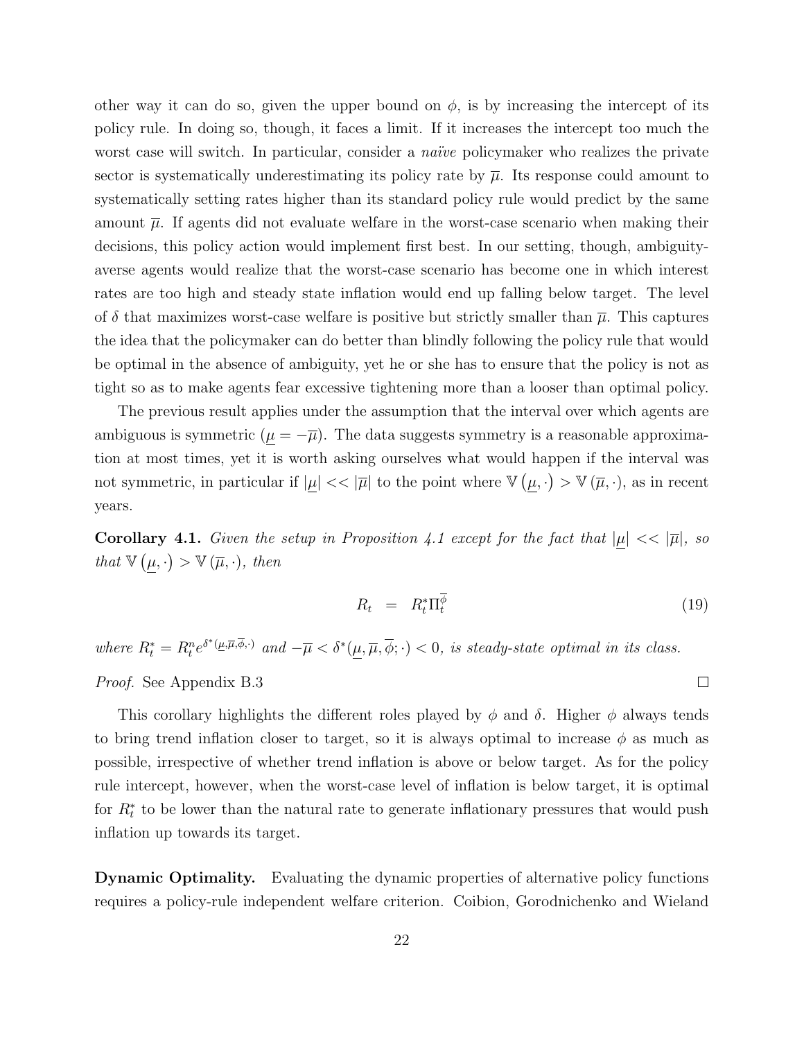other way it can do so, given the upper bound on $\phi$, is by increasing the intercept of its policy rule. In doing so, though, it faces a limit. If it increases the intercept too much the worst case will switch. In particular, consider a *naïve* policymaker who realizes the private sector is systematically underestimating its policy rate by $\overline{\mu}$. Its response could amount to systematically setting rates higher than its standard policy rule would predict by the same amount $\overline{\mu}$. If agents did not evaluate welfare in the worst-case scenario when making their decisions, this policy action would implement first best. In our setting, though, ambiguity-averse agents would realize that the worst-case scenario has become one in which interest rates are too high and steady state inflation would end up falling below target. The level of $\delta$ that maximizes worst-case welfare is positive but strictly smaller than $\overline{\mu}$. This captures the idea that the policymaker can do better than blindly following the policy rule that would be optimal in the absence of ambiguity, yet he or she has to ensure that the policy is not as tight so as to make agents fear excessive tightening more than a looser than optimal policy.

The previous result applies under the assumption that the interval over which agents are ambiguous is symmetric ($\underline{\mu} = -\overline{\mu}$). The data suggests symmetry is a reasonable approximation at most times, yet it is worth asking ourselves what would happen if the interval was not symmetric, in particular if $|\underline{\mu}| << |\overline{\mu}|$ to the point where $\mathbb{V}\left(\underline{\mu}, \cdot\right) > \mathbb{V}\left(\overline{\mu}, \cdot\right)$, as in recent years.

**Corollary 4.1.** *Given the setup in Proposition 4.1 except for the fact that $|\underline{\mu}| << |\overline{\mu}|$, so that $\mathbb{V}\left(\underline{\mu}, \cdot\right) > \mathbb{V}\left(\overline{\mu}, \cdot\right)$, then*

$$R_t \;\; = \;\; R_t^* \Pi_t^{\overline{\phi}} \tag{19}$$

*where $R_t^* = R_t^n e^{\delta^*(\underline{\mu}, \overline{\mu}, \overline{\phi}, \cdot)}$ and $-\overline{\mu} < \delta^*(\underline{\mu}, \overline{\mu}, \overline{\phi}; \cdot) < 0$, is steady-state optimal in its class.*

*Proof.* See Appendix B.3 $\square$

This corollary highlights the different roles played by $\phi$ and $\delta$. Higher $\phi$ always tends to bring trend inflation closer to target, so it is always optimal to increase $\phi$ as much as possible, irrespective of whether trend inflation is above or below target. As for the policy rule intercept, however, when the worst-case level of inflation is below target, it is optimal for $R_t^*$ to be lower than the natural rate to generate inflationary pressures that would push inflation up towards its target.

**Dynamic Optimality.** Evaluating the dynamic properties of alternative policy functions requires a policy-rule independent welfare criterion. Coibion, Gorodnichenko and Wieland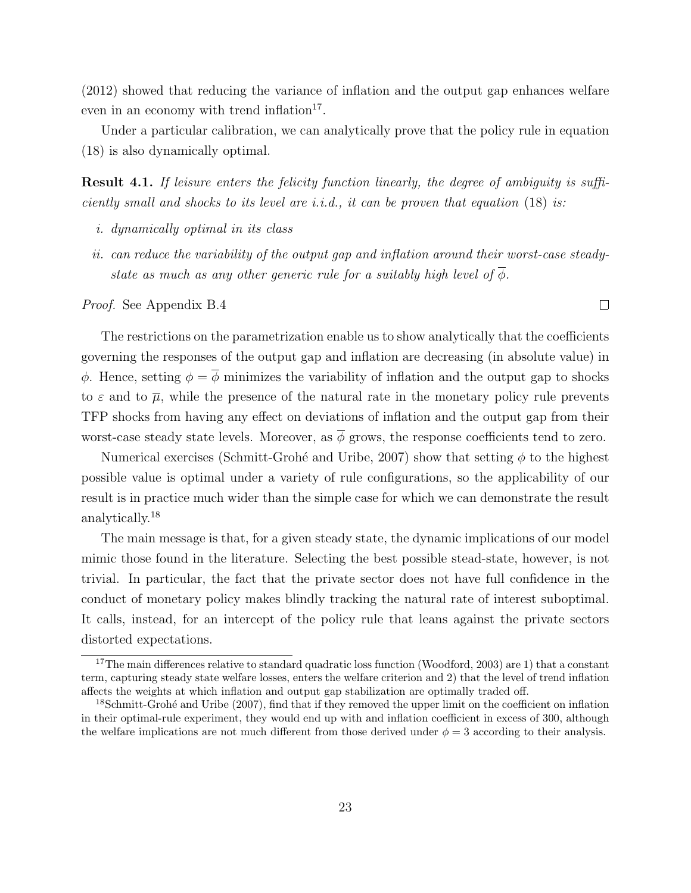(2012) showed that reducing the variance of inflation and the output gap enhances welfare even in an economy with trend inflation[17].

Under a particular calibration, we can analytically prove that the policy rule in equation (18) is also dynamically optimal.

**Result 4.1.** *If leisure enters the felicity function linearly, the degree of ambiguity is sufficiently small and shocks to its level are i.i.d., it can be proven that equation* (18) *is:*

*i. dynamically optimal in its class*

*ii. can reduce the variability of the output gap and inflation around their worst-case steady-state as much as any other generic rule for a suitably high level of $\overline{\phi}$.*

*Proof.* See Appendix B.4 □

The restrictions on the parametrization enable us to show analytically that the coefficients governing the responses of the output gap and inflation are decreasing (in absolute value) in $\phi$. Hence, setting $\phi = \overline{\phi}$ minimizes the variability of inflation and the output gap to shocks to $\varepsilon$ and to $\overline{\mu}$, while the presence of the natural rate in the monetary policy rule prevents TFP shocks from having any effect on deviations of inflation and the output gap from their worst-case steady state levels. Moreover, as $\overline{\phi}$ grows, the response coefficients tend to zero.

Numerical exercises (Schmitt-Grohé and Uribe, 2007) show that setting $\phi$ to the highest possible value is optimal under a variety of rule configurations, so the applicability of our result is in practice much wider than the simple case for which we can demonstrate the result analytically.[18]

The main message is that, for a given steady state, the dynamic implications of our model mimic those found in the literature. Selecting the best possible stead-state, however, is not trivial. In particular, the fact that the private sector does not have full confidence in the conduct of monetary policy makes blindly tracking the natural rate of interest suboptimal. It calls, instead, for an intercept of the policy rule that leans against the private sectors distorted expectations.

[17] The main differences relative to standard quadratic loss function (Woodford, 2003) are 1) that a constant term, capturing steady state welfare losses, enters the welfare criterion and 2) that the level of trend inflation affects the weights at which inflation and output gap stabilization are optimally traded off.

[18] Schmitt-Grohé and Uribe (2007), find that if they removed the upper limit on the coefficient on inflation in their optimal-rule experiment, they would end up with and inflation coefficient in excess of 300, although the welfare implications are not much different from those derived under $\phi = 3$ according to their analysis.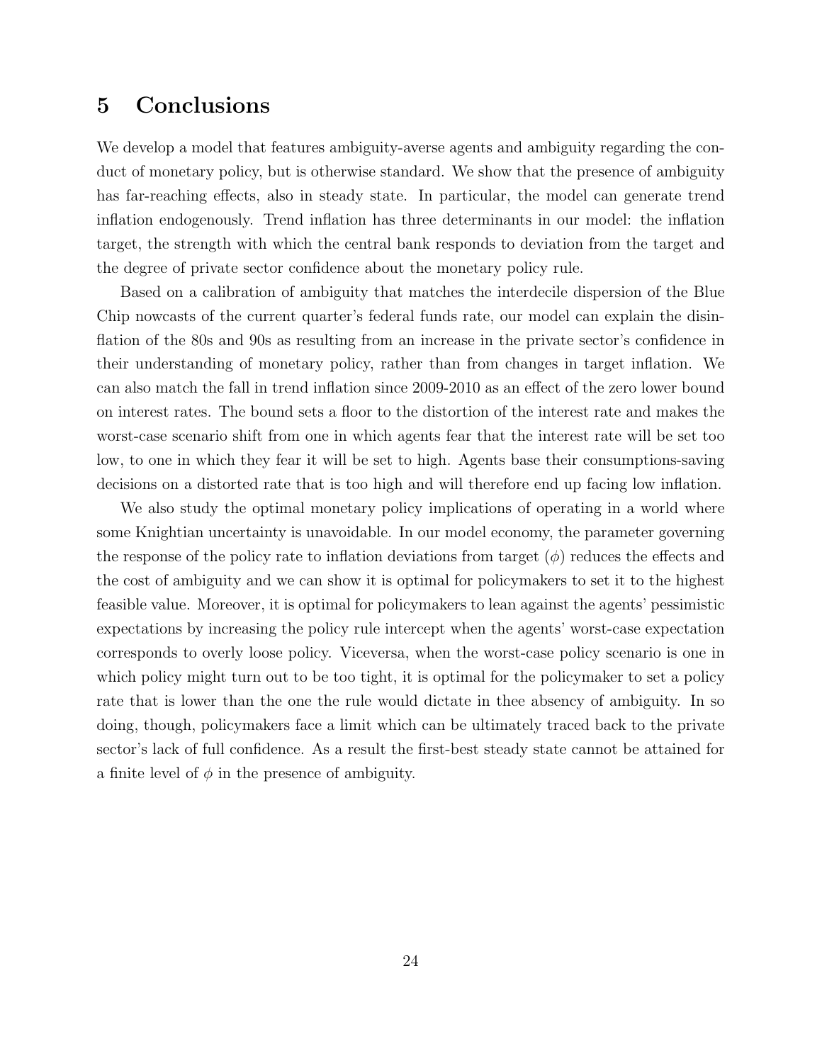## 5 Conclusions

We develop a model that features ambiguity-averse agents and ambiguity regarding the conduct of monetary policy, but is otherwise standard. We show that the presence of ambiguity has far-reaching effects, also in steady state. In particular, the model can generate trend inflation endogenously. Trend inflation has three determinants in our model: the inflation target, the strength with which the central bank responds to deviation from the target and the degree of private sector confidence about the monetary policy rule.

Based on a calibration of ambiguity that matches the interdecile dispersion of the Blue Chip nowcasts of the current quarter's federal funds rate, our model can explain the disinflation of the 80s and 90s as resulting from an increase in the private sector's confidence in their understanding of monetary policy, rather than from changes in target inflation. We can also match the fall in trend inflation since 2009-2010 as an effect of the zero lower bound on interest rates. The bound sets a floor to the distortion of the interest rate and makes the worst-case scenario shift from one in which agents fear that the interest rate will be set too low, to one in which they fear it will be set to high. Agents base their consumptions-saving decisions on a distorted rate that is too high and will therefore end up facing low inflation.

We also study the optimal monetary policy implications of operating in a world where some Knightian uncertainty is unavoidable. In our model economy, the parameter governing the response of the policy rate to inflation deviations from target ($\phi$) reduces the effects and the cost of ambiguity and we can show it is optimal for policymakers to set it to the highest feasible value. Moreover, it is optimal for policymakers to lean against the agents' pessimistic expectations by increasing the policy rule intercept when the agents' worst-case expectation corresponds to overly loose policy. Viceversa, when the worst-case policy scenario is one in which policy might turn out to be too tight, it is optimal for the policymaker to set a policy rate that is lower than the one the rule would dictate in thee absency of ambiguity. In so doing, though, policymakers face a limit which can be ultimately traced back to the private sector's lack of full confidence. As a result the first-best steady state cannot be attained for a finite level of $\phi$ in the presence of ambiguity.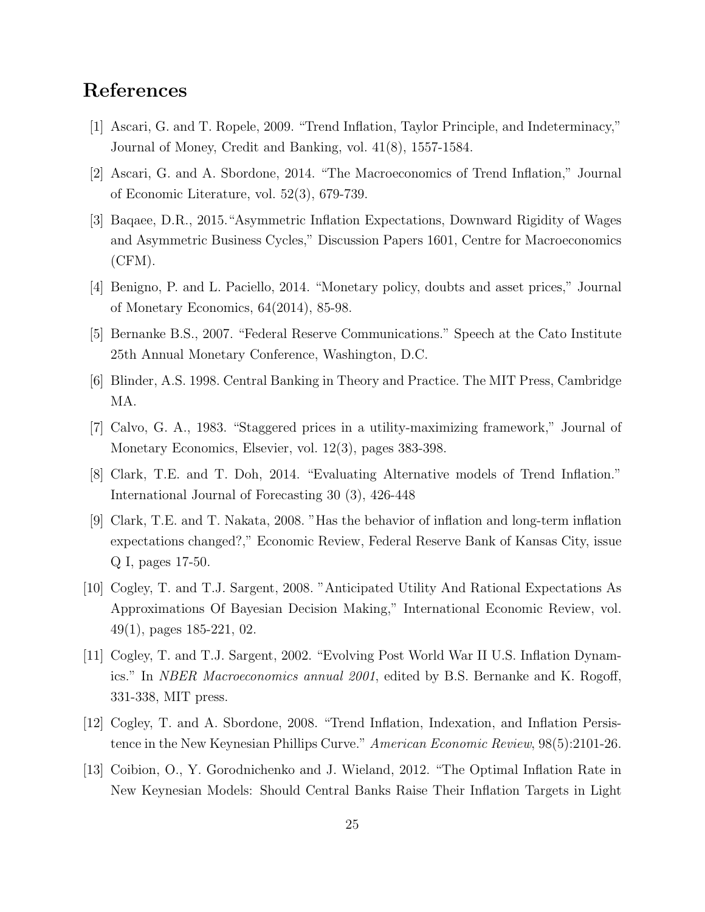# References

[1] Ascari, G. and T. Ropele, 2009. "Trend Inflation, Taylor Principle, and Indeterminacy," Journal of Money, Credit and Banking, vol. 41(8), 1557-1584.

[2] Ascari, G. and A. Sbordone, 2014. "The Macroeconomics of Trend Inflation," Journal of Economic Literature, vol. 52(3), 679-739.

[3] Baqaee, D.R., 2015."Asymmetric Inflation Expectations, Downward Rigidity of Wages and Asymmetric Business Cycles," Discussion Papers 1601, Centre for Macroeconomics (CFM).

[4] Benigno, P. and L. Paciello, 2014. "Monetary policy, doubts and asset prices," Journal of Monetary Economics, 64(2014), 85-98.

[5] Bernanke B.S., 2007. "Federal Reserve Communications." Speech at the Cato Institute 25th Annual Monetary Conference, Washington, D.C.

[6] Blinder, A.S. 1998. Central Banking in Theory and Practice. The MIT Press, Cambridge MA.

[7] Calvo, G. A., 1983. "Staggered prices in a utility-maximizing framework," Journal of Monetary Economics, Elsevier, vol. 12(3), pages 383-398.

[8] Clark, T.E. and T. Doh, 2014. "Evaluating Alternative models of Trend Inflation." International Journal of Forecasting 30 (3), 426-448

[9] Clark, T.E. and T. Nakata, 2008. "Has the behavior of inflation and long-term inflation expectations changed?," Economic Review, Federal Reserve Bank of Kansas City, issue Q I, pages 17-50.

[10] Cogley, T. and T.J. Sargent, 2008. "Anticipated Utility And Rational Expectations As Approximations Of Bayesian Decision Making," International Economic Review, vol. 49(1), pages 185-221, 02.

[11] Cogley, T. and T.J. Sargent, 2002. "Evolving Post World War II U.S. Inflation Dynamics." In *NBER Macroeconomics annual 2001*, edited by B.S. Bernanke and K. Rogoff, 331-338, MIT press.

[12] Cogley, T. and A. Sbordone, 2008. "Trend Inflation, Indexation, and Inflation Persistence in the New Keynesian Phillips Curve." *American Economic Review*, 98(5):2101-26.

[13] Coibion, O., Y. Gorodnichenko and J. Wieland, 2012. "The Optimal Inflation Rate in New Keynesian Models: Should Central Banks Raise Their Inflation Targets in Light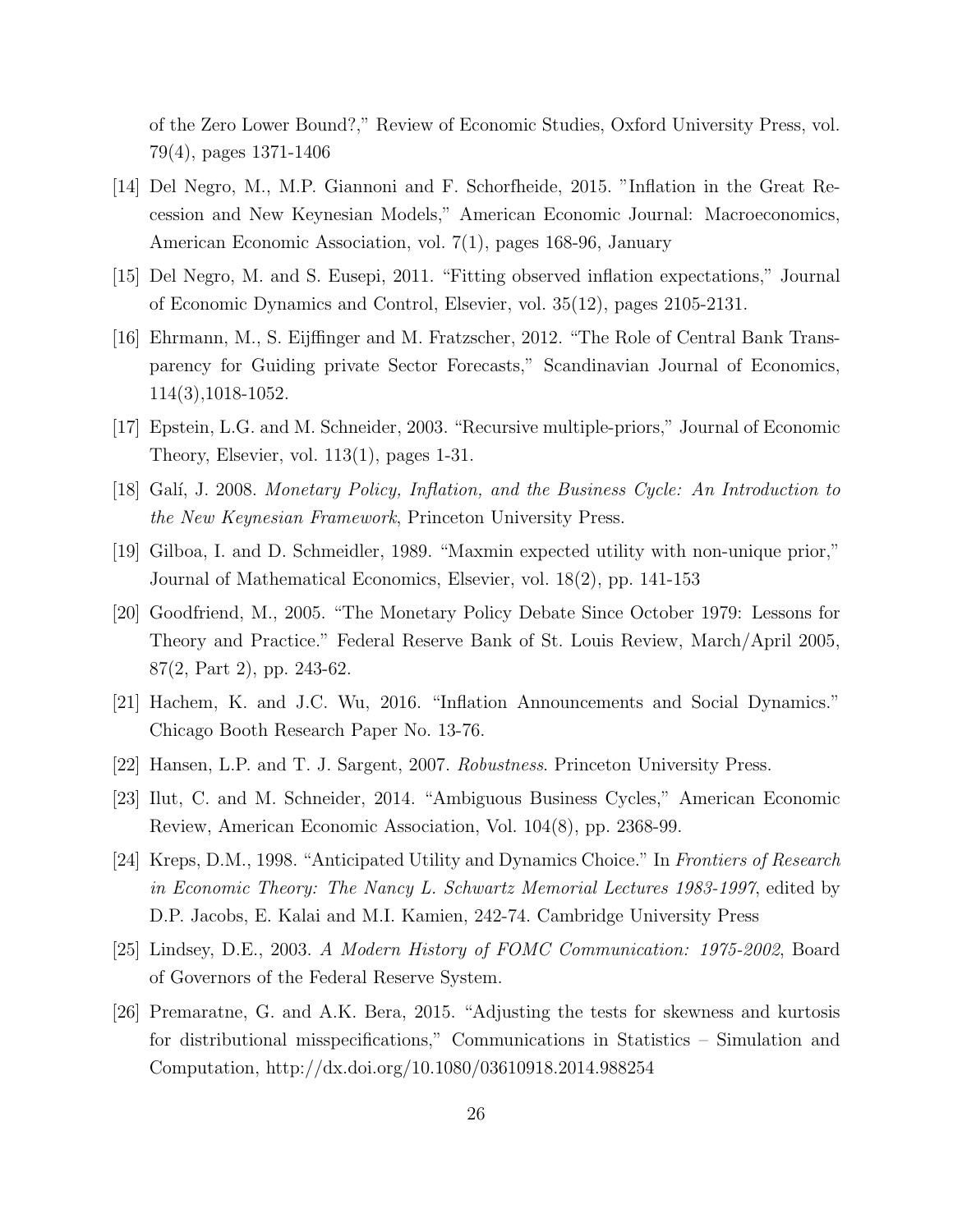of the Zero Lower Bound?," Review of Economic Studies, Oxford University Press, vol. 79(4), pages 1371-1406

[14] Del Negro, M., M.P. Giannoni and F. Schorfheide, 2015. "Inflation in the Great Recession and New Keynesian Models," American Economic Journal: Macroeconomics, American Economic Association, vol. 7(1), pages 168-96, January

[15] Del Negro, M. and S. Eusepi, 2011. "Fitting observed inflation expectations," Journal of Economic Dynamics and Control, Elsevier, vol. 35(12), pages 2105-2131.

[16] Ehrmann, M., S. Eijffinger and M. Fratzscher, 2012. "The Role of Central Bank Transparency for Guiding private Sector Forecasts," Scandinavian Journal of Economics, 114(3),1018-1052.

[17] Epstein, L.G. and M. Schneider, 2003. "Recursive multiple-priors," Journal of Economic Theory, Elsevier, vol. 113(1), pages 1-31.

[18] Galí, J. 2008. *Monetary Policy, Inflation, and the Business Cycle: An Introduction to the New Keynesian Framework*, Princeton University Press.

[19] Gilboa, I. and D. Schmeidler, 1989. "Maxmin expected utility with non-unique prior," Journal of Mathematical Economics, Elsevier, vol. 18(2), pp. 141-153

[20] Goodfriend, M., 2005. "The Monetary Policy Debate Since October 1979: Lessons for Theory and Practice." Federal Reserve Bank of St. Louis Review, March/April 2005, 87(2, Part 2), pp. 243-62.

[21] Hachem, K. and J.C. Wu, 2016. "Inflation Announcements and Social Dynamics." Chicago Booth Research Paper No. 13-76.

[22] Hansen, L.P. and T. J. Sargent, 2007. *Robustness*. Princeton University Press.

[23] Ilut, C. and M. Schneider, 2014. "Ambiguous Business Cycles," American Economic Review, American Economic Association, Vol. 104(8), pp. 2368-99.

[24] Kreps, D.M., 1998. "Anticipated Utility and Dynamics Choice." In *Frontiers of Research in Economic Theory: The Nancy L. Schwartz Memorial Lectures 1983-1997*, edited by D.P. Jacobs, E. Kalai and M.I. Kamien, 242-74. Cambridge University Press

[25] Lindsey, D.E., 2003. *A Modern History of FOMC Communication: 1975-2002*, Board of Governors of the Federal Reserve System.

[26] Premaratne, G. and A.K. Bera, 2015. "Adjusting the tests for skewness and kurtosis for distributional misspecifications," Communications in Statistics – Simulation and Computation, http://dx.doi.org/10.1080/03610918.2014.988254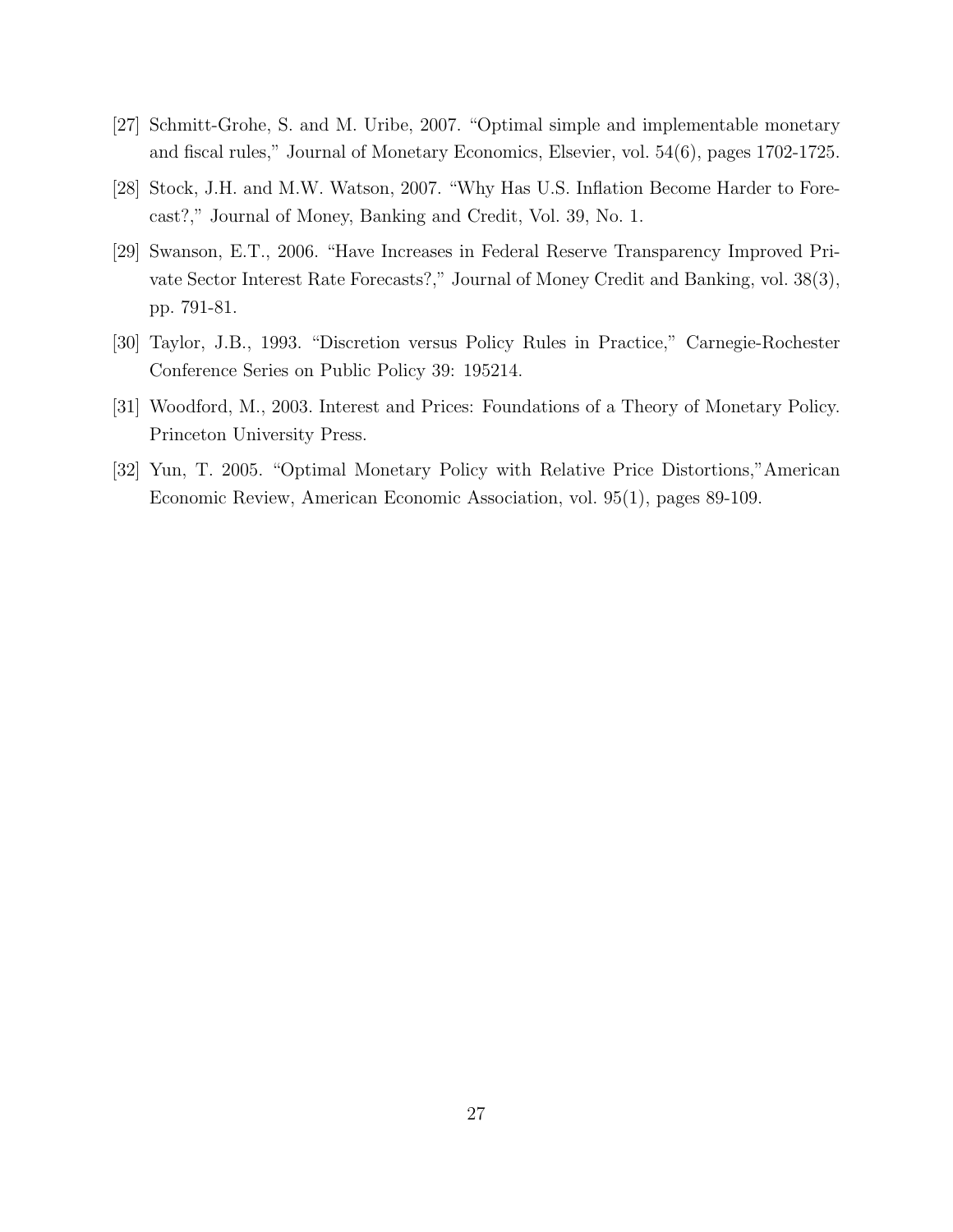[27] Schmitt-Grohe, S. and M. Uribe, 2007. "Optimal simple and implementable monetary and fiscal rules," Journal of Monetary Economics, Elsevier, vol. 54(6), pages 1702-1725.

[28] Stock, J.H. and M.W. Watson, 2007. "Why Has U.S. Inflation Become Harder to Forecast?," Journal of Money, Banking and Credit, Vol. 39, No. 1.

[29] Swanson, E.T., 2006. "Have Increases in Federal Reserve Transparency Improved Private Sector Interest Rate Forecasts?," Journal of Money Credit and Banking, vol. 38(3), pp. 791-81.

[30] Taylor, J.B., 1993. "Discretion versus Policy Rules in Practice," Carnegie-Rochester Conference Series on Public Policy 39: 195214.

[31] Woodford, M., 2003. Interest and Prices: Foundations of a Theory of Monetary Policy. Princeton University Press.

[32] Yun, T. 2005. "Optimal Monetary Policy with Relative Price Distortions,"American Economic Review, American Economic Association, vol. 95(1), pages 89-109.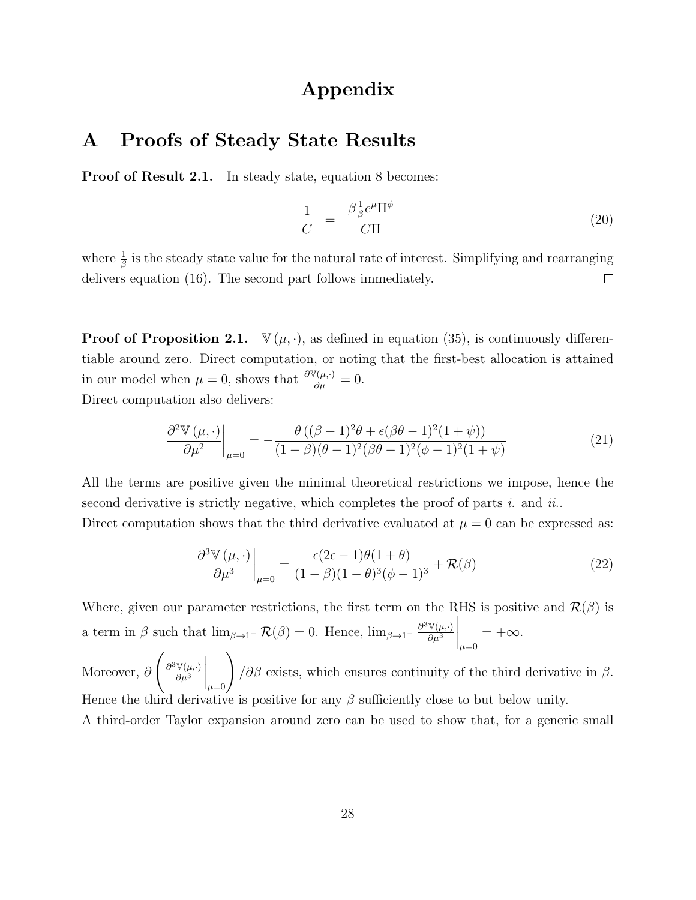# Appendix

## A Proofs of Steady State Results

**Proof of Result 2.1.** In steady state, equation 8 becomes:

$$\frac{1}{C} = \frac{\beta \frac{1}{\beta} e^{\mu} \Pi^{\phi}}{C \Pi} \tag{20}$$

where $\frac{1}{\beta}$ is the steady state value for the natural rate of interest. Simplifying and rearranging delivers equation (16). The second part follows immediately. $\square$

**Proof of Proposition 2.1.** $\mathbb{V}(\mu, \cdot)$, as defined in equation (35), is continuously differentiable around zero. Direct computation, or noting that the first-best allocation is attained in our model when $\mu = 0$, shows that $\frac{\partial \mathbb{V}(\mu, \cdot)}{\partial \mu} = 0$.
Direct computation also delivers:

$$\left. \frac{\partial^2 \mathbb{V}(\mu, \cdot)}{\partial \mu^2} \right|_{\mu=0} = - \frac{\theta \left( (\beta - 1)^2 \theta + \epsilon (\beta \theta - 1)^2 (1 + \psi) \right)}{(1 - \beta)(\theta - 1)^2 (\beta \theta - 1)^2 (\phi - 1)^2 (1 + \psi)} \tag{21}$$

All the terms are positive given the minimal theoretical restrictions we impose, hence the second derivative is strictly negative, which completes the proof of parts *i.* and *ii.*.
Direct computation shows that the third derivative evaluated at $\mu = 0$ can be expressed as:

$$\left. \frac{\partial^3 \mathbb{V}(\mu, \cdot)}{\partial \mu^3} \right|_{\mu=0} = \frac{\epsilon (2\epsilon - 1) \theta (1 + \theta)}{(1 - \beta)(1 - \theta)^3 (\phi - 1)^3} + \mathcal{R}(\beta) \tag{22}$$

Where, given our parameter restrictions, the first term on the RHS is positive and $\mathcal{R}(\beta)$ is a term in $\beta$ such that $\lim_{\beta \to 1^-} \mathcal{R}(\beta) = 0$. Hence, $\lim_{\beta \to 1^-} \left. \frac{\partial^3 \mathbb{V}(\mu, \cdot)}{\partial \mu^3} \right|_{\mu=0} = +\infty$.
Moreover, $\partial \left( \left. \frac{\partial^3 \mathbb{V}(\mu, \cdot)}{\partial \mu^3} \right|_{\mu=0} \right) / \partial \beta$ exists, which ensures continuity of the third derivative in $\beta$.
Hence the third derivative is positive for any $\beta$ sufficiently close to but below unity.
A third-order Taylor expansion around zero can be used to show that, for a generic small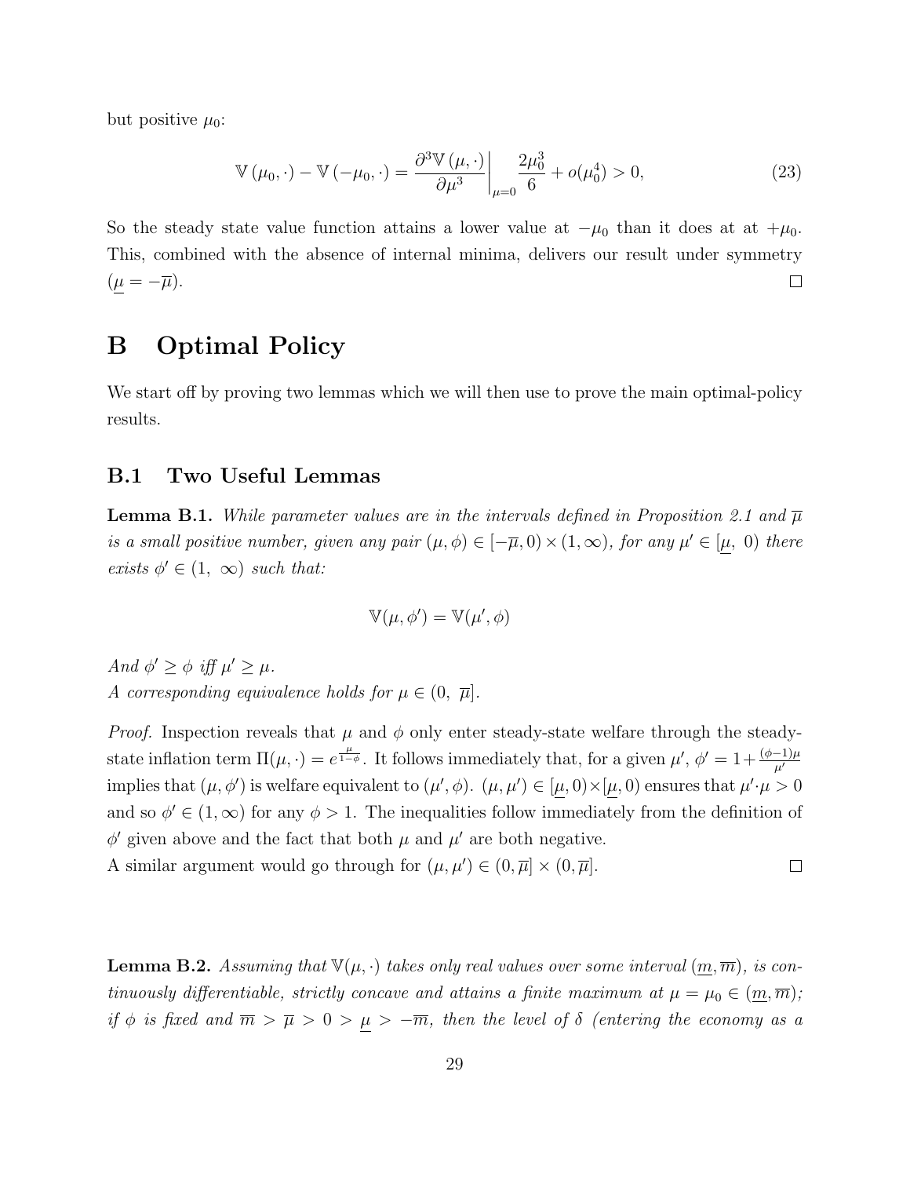but positive $\mu_0$:

$$\mathbb{V}(\mu_0, \cdot) - \mathbb{V}(-\mu_0, \cdot) = \left.\frac{\partial^3 \mathbb{V}(\mu, \cdot)}{\partial \mu^3}\right|_{\mu=0} \frac{2\mu_0^3}{6} + o(\mu_0^4) > 0, \tag{23}$$

So the steady state value function attains a lower value at $-\mu_0$ than it does at at $+\mu_0$. This, combined with the absence of internal minima, delivers our result under symmetry ($\underline{\mu} = -\overline{\mu}$). $\square$

# B Optimal Policy

We start off by proving two lemmas which we will then use to prove the main optimal-policy results.

## B.1 Two Useful Lemmas

**Lemma B.1.** *While parameter values are in the intervals defined in Proposition 2.1 and $\overline{\mu}$ is a small positive number, given any pair $(\mu, \phi) \in [-\overline{\mu}, 0) \times (1, \infty)$, for any $\mu' \in [\underline{\mu},\ 0)$ there exists $\phi' \in (1,\ \infty)$ such that:*

$$\mathbb{V}(\mu, \phi') = \mathbb{V}(\mu', \phi)$$

*And $\phi' \geq \phi$ iff $\mu' \geq \mu$.*
*A corresponding equivalence holds for $\mu \in (0,\ \overline{\mu}]$.*

*Proof.* Inspection reveals that $\mu$ and $\phi$ only enter steady-state welfare through the steady-state inflation term $\Pi(\mu, \cdot) = e^{\frac{\mu}{1-\phi}}$. It follows immediately that, for a given $\mu'$, $\phi' = 1 + \frac{(\phi-1)\mu}{\mu'}$ implies that $(\mu, \phi')$ is welfare equivalent to $(\mu', \phi)$. $(\mu, \mu') \in [\underline{\mu}, 0) \times [\underline{\mu}, 0)$ ensures that $\mu' \cdot \mu > 0$ and so $\phi' \in (1, \infty)$ for any $\phi > 1$. The inequalities follow immediately from the definition of $\phi'$ given above and the fact that both $\mu$ and $\mu'$ are both negative.
A similar argument would go through for $(\mu, \mu') \in (0, \overline{\mu}] \times (0, \overline{\mu}]$. $\square$

**Lemma B.2.** *Assuming that $\mathbb{V}(\mu, \cdot)$ takes only real values over some interval $(\underline{m}, \overline{m})$, is continuously differentiable, strictly concave and attains a finite maximum at $\mu = \mu_0 \in (\underline{m}, \overline{m})$; if $\phi$ is fixed and $\overline{m} > \overline{\mu} > 0 > \underline{\mu} > -\overline{m}$, then the level of $\delta$ (entering the economy as a*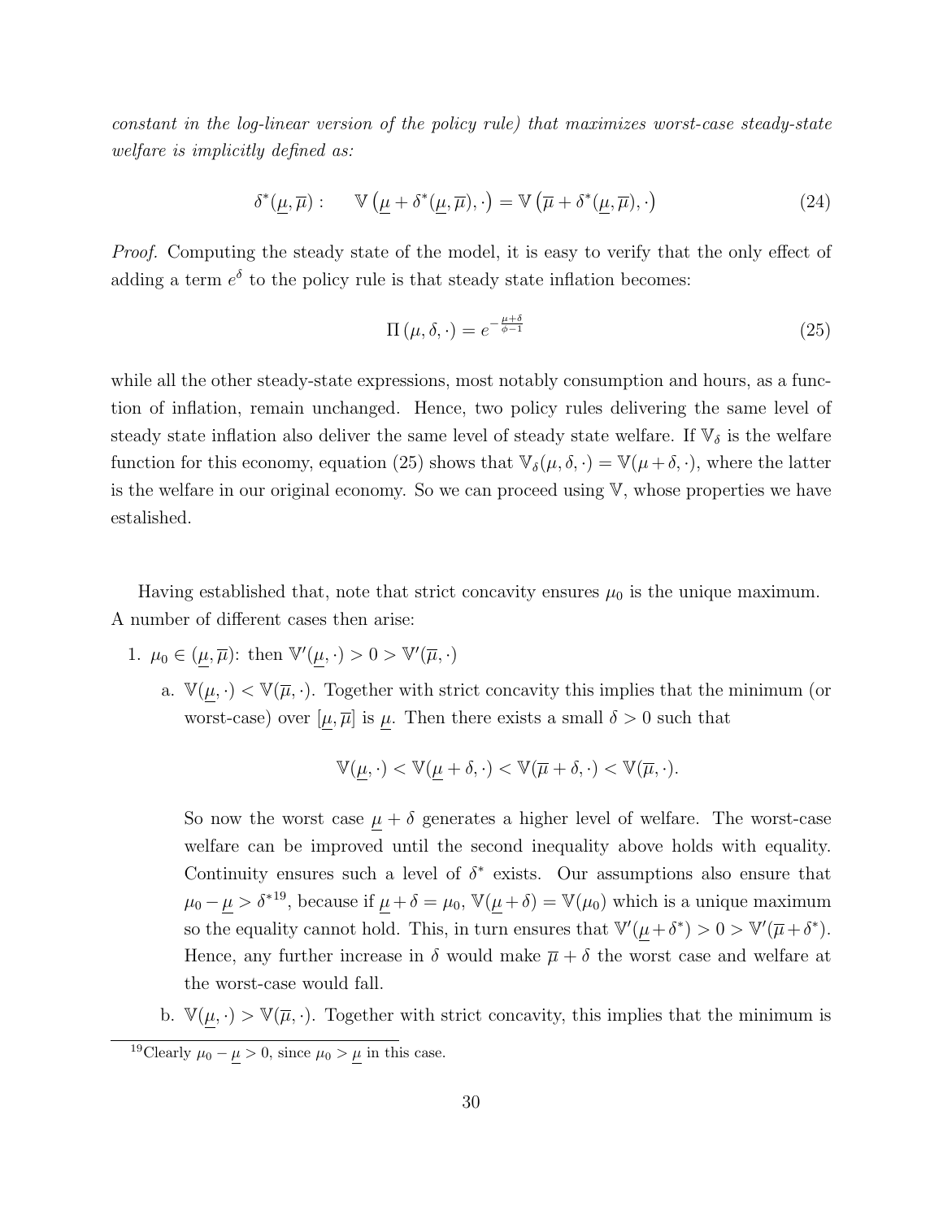*constant in the log-linear version of the policy rule) that maximizes worst-case steady-state welfare is implicitly defined as:*

$$\delta^*(\underline{\mu}, \overline{\mu}) : \qquad \mathbb{V}\left(\underline{\mu} + \delta^*(\underline{\mu}, \overline{\mu}), \cdot\right) = \mathbb{V}\left(\overline{\mu} + \delta^*(\underline{\mu}, \overline{\mu}), \cdot\right) \tag{24}$$

*Proof.* Computing the steady state of the model, it is easy to verify that the only effect of adding a term $e^{\delta}$ to the policy rule is that steady state inflation becomes:

$$\Pi\left(\mu, \delta, \cdot\right) = e^{-\frac{\mu+\delta}{\phi-1}} \tag{25}$$

while all the other steady-state expressions, most notably consumption and hours, as a function of inflation, remain unchanged. Hence, two policy rules delivering the same level of steady state inflation also deliver the same level of steady state welfare. If $\mathbb{V}_\delta$ is the welfare function for this economy, equation (25) shows that $\mathbb{V}_\delta(\mu, \delta, \cdot) = \mathbb{V}(\mu + \delta, \cdot)$, where the latter is the welfare in our original economy. So we can proceed using $\mathbb{V}$, whose properties we have estalished.

Having established that, note that strict concavity ensures $\mu_0$ is the unique maximum. A number of different cases then arise:

1. $\mu_0 \in (\underline{\mu}, \overline{\mu})$: then $\mathbb{V}'(\underline{\mu}, \cdot) > 0 > \mathbb{V}'(\overline{\mu}, \cdot)$

   a. $\mathbb{V}(\underline{\mu}, \cdot) < \mathbb{V}(\overline{\mu}, \cdot)$. Together with strict concavity this implies that the minimum (or worst-case) over $[\underline{\mu}, \overline{\mu}]$ is $\underline{\mu}$. Then there exists a small $\delta > 0$ such that

   $$\mathbb{V}(\underline{\mu}, \cdot) < \mathbb{V}(\underline{\mu} + \delta, \cdot) < \mathbb{V}(\overline{\mu} + \delta, \cdot) < \mathbb{V}(\overline{\mu}, \cdot).$$

   So now the worst case $\underline{\mu} + \delta$ generates a higher level of welfare. The worst-case welfare can be improved until the second inequality above holds with equality. Continuity ensures such a level of $\delta^*$ exists. Our assumptions also ensure that $\mu_0 - \underline{\mu} > \delta^*$[19], because if $\underline{\mu} + \delta = \mu_0$, $\mathbb{V}(\underline{\mu} + \delta) = \mathbb{V}(\mu_0)$ which is a unique maximum so the equality cannot hold. This, in turn ensures that $\mathbb{V}'(\underline{\mu} + \delta^*) > 0 > \mathbb{V}'(\overline{\mu} + \delta^*)$. Hence, any further increase in $\delta$ would make $\overline{\mu} + \delta$ the worst case and welfare at the worst-case would fall.

   b. $\mathbb{V}(\underline{\mu}, \cdot) > \mathbb{V}(\overline{\mu}, \cdot)$. Together with strict concavity, this implies that the minimum is

[19] Clearly $\mu_0 - \underline{\mu} > 0$, since $\mu_0 > \underline{\mu}$ in this case.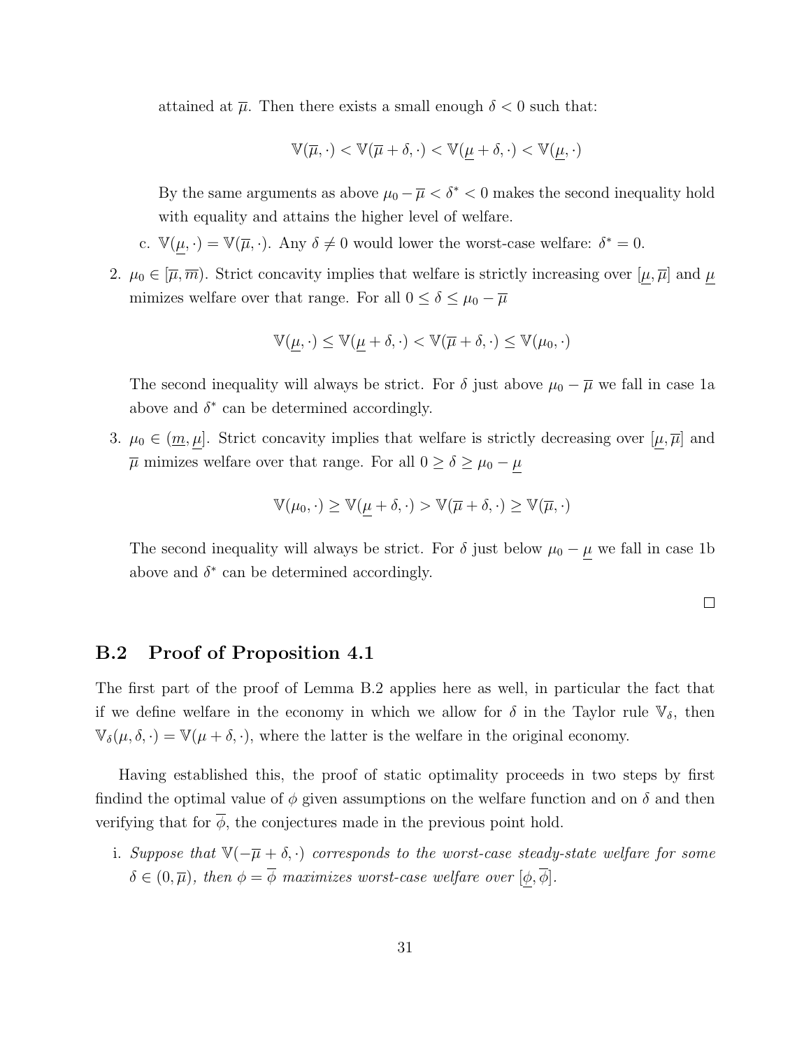attained at $\overline{\mu}$. Then there exists a small enough $\delta < 0$ such that:

$$\mathbb{V}(\overline{\mu}, \cdot) < \mathbb{V}(\overline{\mu} + \delta, \cdot) < \mathbb{V}(\underline{\mu} + \delta, \cdot) < \mathbb{V}(\underline{\mu}, \cdot)$$

By the same arguments as above $\mu_0 - \overline{\mu} < \delta^* < 0$ makes the second inequality hold with equality and attains the higher level of welfare.

c. $\mathbb{V}(\underline{\mu}, \cdot) = \mathbb{V}(\overline{\mu}, \cdot)$. Any $\delta \neq 0$ would lower the worst-case welfare: $\delta^* = 0$.

2. $\mu_0 \in [\overline{\mu}, \overline{m})$. Strict concavity implies that welfare is strictly increasing over $[\underline{\mu}, \overline{\mu}]$ and $\underline{\mu}$ mimizes welfare over that range. For all $0 \leq \delta \leq \mu_0 - \overline{\mu}$

$$\mathbb{V}(\underline{\mu}, \cdot) \leq \mathbb{V}(\underline{\mu} + \delta, \cdot) < \mathbb{V}(\overline{\mu} + \delta, \cdot) \leq \mathbb{V}(\mu_0, \cdot)$$

The second inequality will always be strict. For $\delta$ just above $\mu_0 - \overline{\mu}$ we fall in case 1a above and $\delta^*$ can be determined accordingly.

3. $\mu_0 \in (\underline{m}, \underline{\mu}]$. Strict concavity implies that welfare is strictly decreasing over $[\underline{\mu}, \overline{\mu}]$ and $\overline{\mu}$ mimizes welfare over that range. For all $0 \geq \delta \geq \mu_0 - \underline{\mu}$

$$\mathbb{V}(\mu_0, \cdot) \geq \mathbb{V}(\underline{\mu} + \delta, \cdot) > \mathbb{V}(\overline{\mu} + \delta, \cdot) \geq \mathbb{V}(\overline{\mu}, \cdot)$$

The second inequality will always be strict. For $\delta$ just below $\mu_0 - \underline{\mu}$ we fall in case 1b above and $\delta^*$ can be determined accordingly.

□

## B.2 Proof of Proposition 4.1

The first part of the proof of Lemma B.2 applies here as well, in particular the fact that if we define welfare in the economy in which we allow for $\delta$ in the Taylor rule $\mathbb{V}_\delta$, then $\mathbb{V}_\delta(\mu, \delta, \cdot) = \mathbb{V}(\mu + \delta, \cdot)$, where the latter is the welfare in the original economy.

Having established this, the proof of static optimality proceeds in two steps by first findind the optimal value of $\phi$ given assumptions on the welfare function and on $\delta$ and then verifying that for $\overline{\phi}$, the conjectures made in the previous point hold.

i. *Suppose that $\mathbb{V}(-\overline{\mu} + \delta, \cdot)$ corresponds to the worst-case steady-state welfare for some $\delta \in (0, \overline{\mu})$, then $\phi = \overline{\phi}$ maximizes worst-case welfare over $[\underline{\phi}, \overline{\phi}]$.*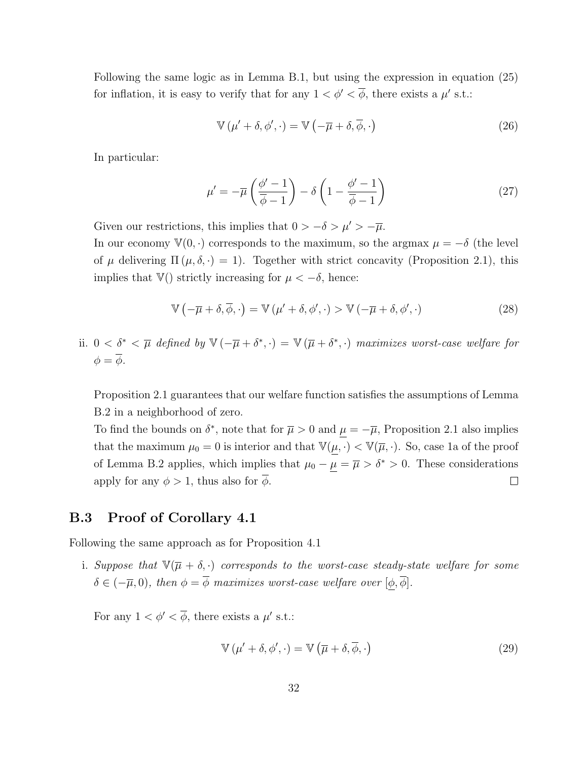Following the same logic as in Lemma B.1, but using the expression in equation (25) for inflation, it is easy to verify that for any $1 < \phi' < \overline{\phi}$, there exists a $\mu'$ s.t.:

$$\mathbb{V}\left(\mu' + \delta, \phi', \cdot\right) = \mathbb{V}\left(-\overline{\mu} + \delta, \overline{\phi}, \cdot\right) \tag{26}$$

In particular:

$$\mu' = -\overline{\mu}\left(\frac{\phi' - 1}{\overline{\phi} - 1}\right) - \delta\left(1 - \frac{\phi' - 1}{\overline{\phi} - 1}\right) \tag{27}$$

Given our restrictions, this implies that $0 > -\delta > \mu' > -\overline{\mu}$.

In our economy $\mathbb{V}(0, \cdot)$ corresponds to the maximum, so the argmax $\mu = -\delta$ (the level of $\mu$ delivering $\Pi\left(\mu, \delta, \cdot\right) = 1$). Together with strict concavity (Proposition 2.1), this implies that $\mathbb{V}()$ strictly increasing for $\mu < -\delta$, hence:

$$\mathbb{V}\left(-\overline{\mu} + \delta, \overline{\phi}, \cdot\right) = \mathbb{V}\left(\mu' + \delta, \phi', \cdot\right) > \mathbb{V}\left(-\overline{\mu} + \delta, \phi', \cdot\right) \tag{28}$$

ii. *$0 < \delta^* < \overline{\mu}$ defined by $\mathbb{V}\left(-\overline{\mu} + \delta^*, \cdot\right) = \mathbb{V}\left(\overline{\mu} + \delta^*, \cdot\right)$ maximizes worst-case welfare for $\phi = \overline{\phi}$.*

Proposition 2.1 guarantees that our welfare function satisfies the assumptions of Lemma B.2 in a neighborhood of zero.

To find the bounds on $\delta^*$, note that for $\overline{\mu} > 0$ and $\underline{\mu} = -\overline{\mu}$, Proposition 2.1 also implies that the maximum $\mu_0 = 0$ is interior and that $\mathbb{V}(\underline{\mu}, \cdot) < \mathbb{V}(\overline{\mu}, \cdot)$. So, case 1a of the proof of Lemma B.2 applies, which implies that $\mu_0 - \underline{\mu} = \overline{\mu} > \delta^* > 0$. These considerations apply for any $\phi > 1$, thus also for $\overline{\phi}$. $\square$

## B.3 Proof of Corollary 4.1

Following the same approach as for Proposition 4.1

i. *Suppose that $\mathbb{V}(\overline{\mu} + \delta, \cdot)$ corresponds to the worst-case steady-state welfare for some $\delta \in (-\overline{\mu}, 0)$, then $\phi = \overline{\phi}$ maximizes worst-case welfare over $[\underline{\phi}, \overline{\phi}]$.*

For any $1 < \phi' < \overline{\phi}$, there exists a $\mu'$ s.t.:

$$\mathbb{V}\left(\mu' + \delta, \phi', \cdot\right) = \mathbb{V}\left(\overline{\mu} + \delta, \overline{\phi}, \cdot\right) \tag{29}$$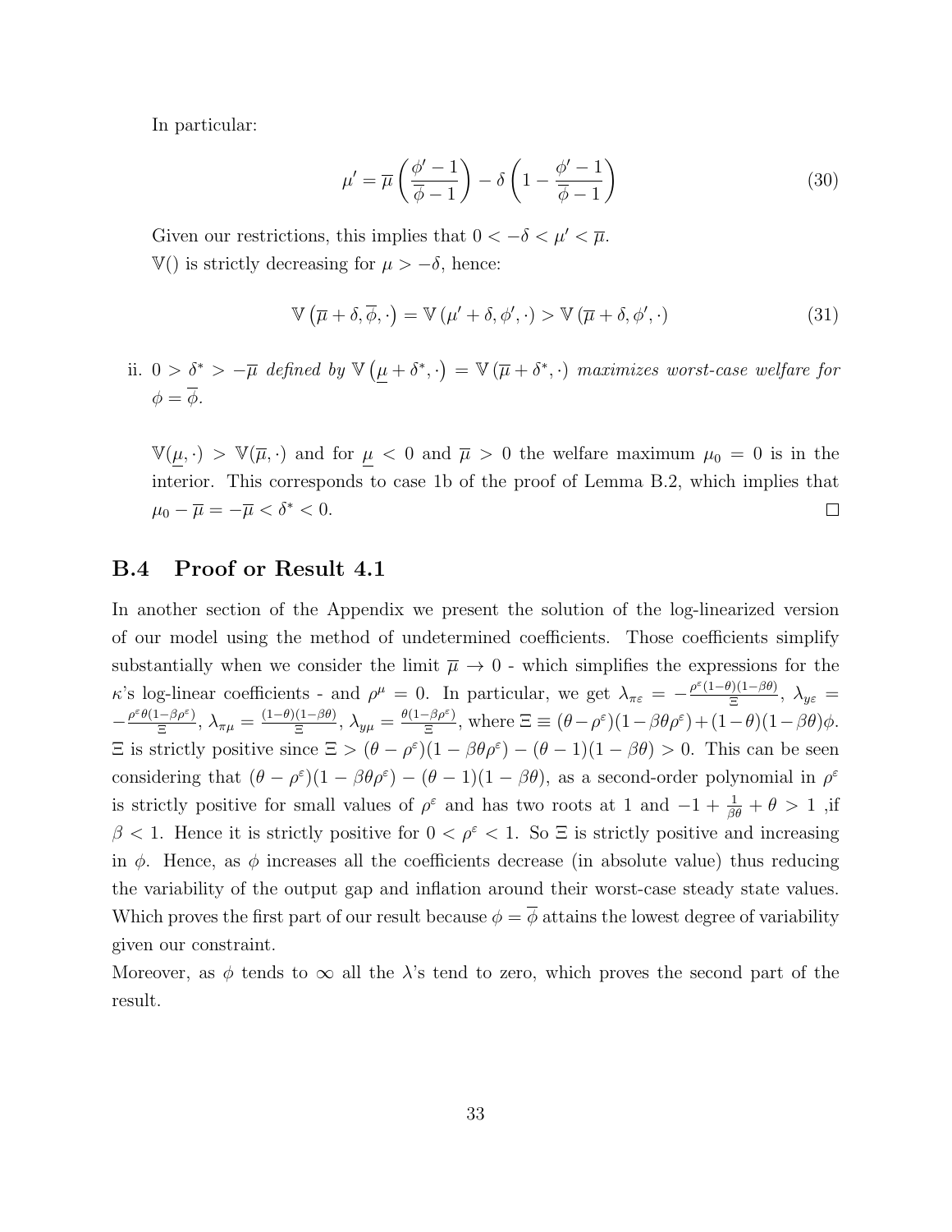In particular:

$$\mu' = \overline{\mu}\left(\frac{\phi' - 1}{\overline{\phi} - 1}\right) - \delta\left(1 - \frac{\phi' - 1}{\overline{\phi} - 1}\right) \tag{30}$$

Given our restrictions, this implies that $0 < -\delta < \mu' < \overline{\mu}$.

$\mathbb{V}()$ is strictly decreasing for $\mu > -\delta$, hence:

$$\mathbb{V}\left(\overline{\mu} + \delta, \overline{\phi}, \cdot\right) = \mathbb{V}\left(\mu' + \delta, \phi', \cdot\right) > \mathbb{V}\left(\overline{\mu} + \delta, \phi', \cdot\right) \tag{31}$$

ii. *$0 > \delta^* > -\overline{\mu}$ defined by $\mathbb{V}\left(\underline{\mu} + \delta^*, \cdot\right) = \mathbb{V}\left(\overline{\mu} + \delta^*, \cdot\right)$ maximizes worst-case welfare for $\phi = \overline{\phi}$.*

$\mathbb{V}(\underline{\mu}, \cdot) > \mathbb{V}(\overline{\mu}, \cdot)$ and for $\underline{\mu} < 0$ and $\overline{\mu} > 0$ the welfare maximum $\mu_0 = 0$ is in the interior. This corresponds to case 1b of the proof of Lemma B.2, which implies that $\mu_0 - \overline{\mu} = -\overline{\mu} < \delta^* < 0$. □

## B.4 Proof or Result 4.1

In another section of the Appendix we present the solution of the log-linearized version of our model using the method of undetermined coefficients. Those coefficients simplify substantially when we consider the limit $\overline{\mu} \to 0$ - which simplifies the expressions for the $\kappa$'s log-linear coefficients - and $\rho^\mu = 0$. In particular, we get $\lambda_{\pi\varepsilon} = -\frac{\rho^\varepsilon(1-\theta)(1-\beta\theta)}{\Xi}$, $\lambda_{y\varepsilon} = -\frac{\rho^\varepsilon\theta(1-\beta\rho^\varepsilon)}{\Xi}$, $\lambda_{\pi\mu} = \frac{(1-\theta)(1-\beta\theta)}{\Xi}$, $\lambda_{y\mu} = \frac{\theta(1-\beta\rho^\varepsilon)}{\Xi}$, where $\Xi \equiv (\theta - \rho^\varepsilon)(1-\beta\theta\rho^\varepsilon) + (1-\theta)(1-\beta\theta)\phi$. $\Xi$ is strictly positive since $\Xi > (\theta - \rho^\varepsilon)(1-\beta\theta\rho^\varepsilon) - (\theta - 1)(1-\beta\theta) > 0$. This can be seen considering that $(\theta - \rho^\varepsilon)(1-\beta\theta\rho^\varepsilon) - (\theta - 1)(1-\beta\theta)$, as a second-order polynomial in $\rho^\varepsilon$ is strictly positive for small values of $\rho^\varepsilon$ and has two roots at 1 and $-1 + \frac{1}{\beta\theta} + \theta > 1$ ,if $\beta < 1$. Hence it is strictly positive for $0 < \rho^\varepsilon < 1$. So $\Xi$ is strictly positive and increasing in $\phi$. Hence, as $\phi$ increases all the coefficients decrease (in absolute value) thus reducing the variability of the output gap and inflation around their worst-case steady state values. Which proves the first part of our result because $\phi = \overline{\phi}$ attains the lowest degree of variability given our constraint.

Moreover, as $\phi$ tends to $\infty$ all the $\lambda$'s tend to zero, which proves the second part of the result.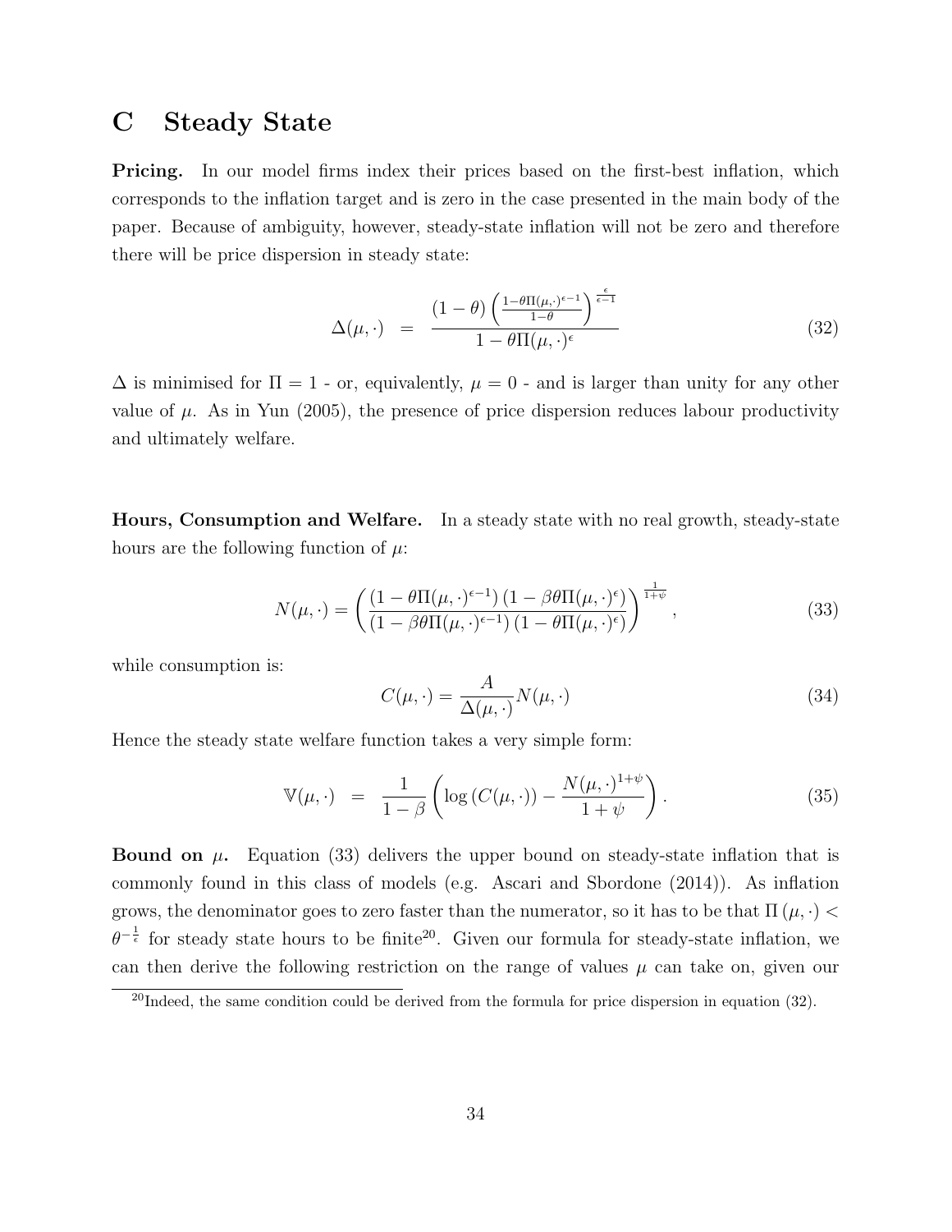# C Steady State

**Pricing.** In our model firms index their prices based on the first-best inflation, which corresponds to the inflation target and is zero in the case presented in the main body of the paper. Because of ambiguity, however, steady-state inflation will not be zero and therefore there will be price dispersion in steady state:

$$\Delta(\mu, \cdot) \quad = \quad \frac{(1-\theta)\left(\frac{1-\theta\Pi(\mu,\cdot)^{\epsilon-1}}{1-\theta}\right)^{\frac{\epsilon}{\epsilon-1}}}{1-\theta\Pi(\mu,\cdot)^{\epsilon}} \tag{32}$$

$\Delta$ is minimised for $\Pi = 1$ - or, equivalently, $\mu = 0$ - and is larger than unity for any other value of $\mu$. As in Yun (2005), the presence of price dispersion reduces labour productivity and ultimately welfare.

**Hours, Consumption and Welfare.** In a steady state with no real growth, steady-state hours are the following function of $\mu$:

$$N(\mu, \cdot) = \left(\frac{\left(1-\theta\Pi(\mu,\cdot)^{\epsilon-1}\right)\left(1-\beta\theta\Pi(\mu,\cdot)^{\epsilon}\right)}{\left(1-\beta\theta\Pi(\mu,\cdot)^{\epsilon-1}\right)\left(1-\theta\Pi(\mu,\cdot)^{\epsilon}\right)}\right)^{\frac{1}{1+\psi}}, \tag{33}$$

while consumption is:

$$C(\mu, \cdot) = \frac{A}{\Delta(\mu,\cdot)} N(\mu, \cdot) \tag{34}$$

Hence the steady state welfare function takes a very simple form:

$$\mathbb{V}(\mu, \cdot) \quad = \quad \frac{1}{1-\beta}\left(\log\left(C(\mu,\cdot)\right) - \frac{N(\mu,\cdot)^{1+\psi}}{1+\psi}\right). \tag{35}$$

**Bound on $\mu$.** Equation (33) delivers the upper bound on steady-state inflation that is commonly found in this class of models (e.g. Ascari and Sbordone (2014)). As inflation grows, the denominator goes to zero faster than the numerator, so it has to be that $\Pi(\mu, \cdot) < \theta^{-\frac{1}{\epsilon}}$ for steady state hours to be finite[20]. Given our formula for steady-state inflation, we can then derive the following restriction on the range of values $\mu$ can take on, given our

[20]Indeed, the same condition could be derived from the formula for price dispersion in equation (32).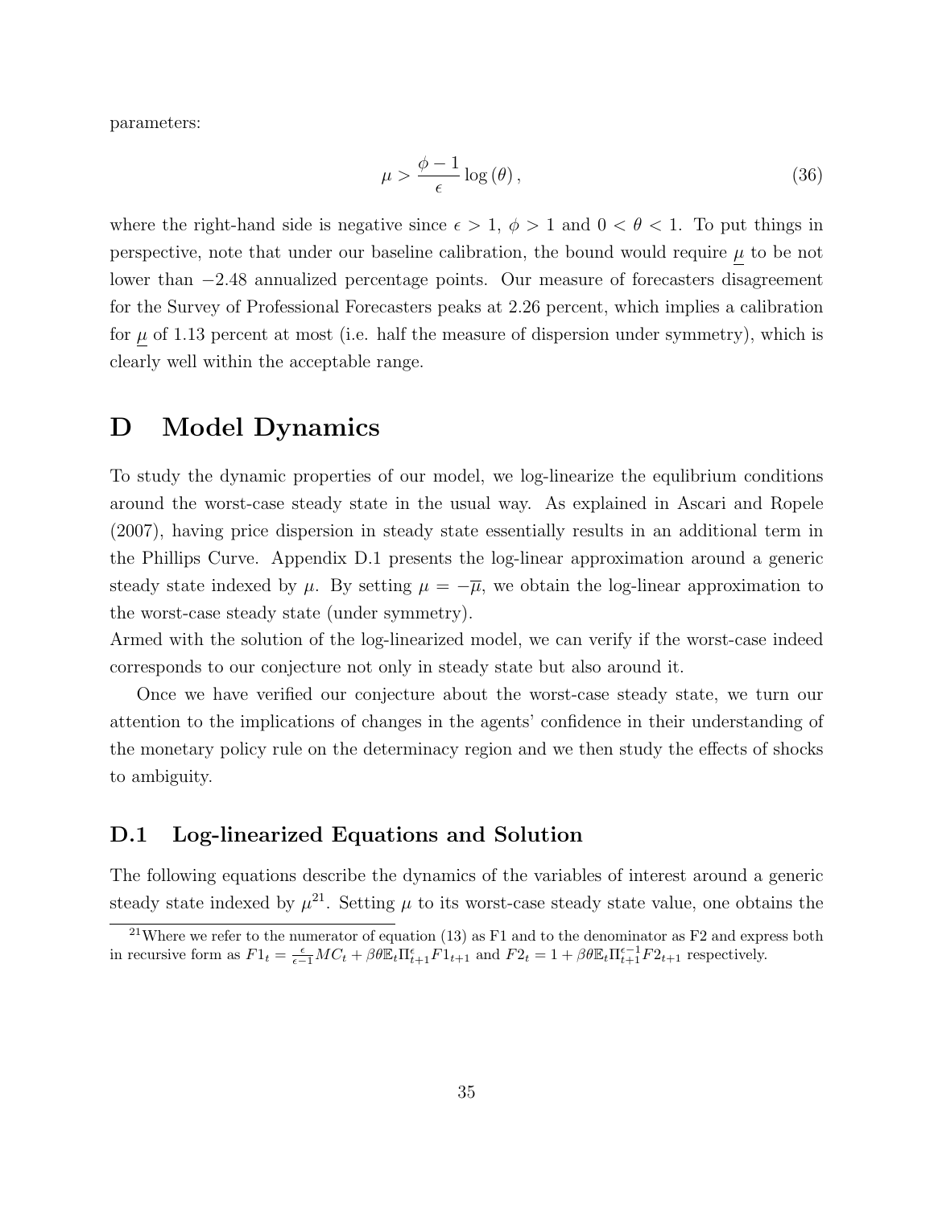parameters:

$$\mu > \frac{\phi - 1}{\epsilon} \log(\theta), \tag{36}$$

where the right-hand side is negative since $\epsilon > 1$, $\phi > 1$ and $0 < \theta < 1$. To put things in perspective, note that under our baseline calibration, the bound would require $\underline{\mu}$ to be not lower than $-2.48$ annualized percentage points. Our measure of forecasters disagreement for the Survey of Professional Forecasters peaks at 2.26 percent, which implies a calibration for $\underline{\mu}$ of 1.13 percent at most (i.e. half the measure of dispersion under symmetry), which is clearly well within the acceptable range.

# D Model Dynamics

To study the dynamic properties of our model, we log-linearize the equlibrium conditions around the worst-case steady state in the usual way. As explained in Ascari and Ropele (2007), having price dispersion in steady state essentially results in an additional term in the Phillips Curve. Appendix D.1 presents the log-linear approximation around a generic steady state indexed by $\mu$. By setting $\mu = -\overline{\mu}$, we obtain the log-linear approximation to the worst-case steady state (under symmetry).
Armed with the solution of the log-linearized model, we can verify if the worst-case indeed corresponds to our conjecture not only in steady state but also around it.

Once we have verified our conjecture about the worst-case steady state, we turn our attention to the implications of changes in the agents' confidence in their understanding of the monetary policy rule on the determinacy region and we then study the effects of shocks to ambiguity.

## D.1 Log-linearized Equations and Solution

The following equations describe the dynamics of the variables of interest around a generic steady state indexed by $\mu$[21]. Setting $\mu$ to its worst-case steady state value, one obtains the

[21] Where we refer to the numerator of equation (13) as F1 and to the denominator as F2 and express both in recursive form as $F1_t = \frac{\epsilon}{\epsilon-1} MC_t + \beta\theta \mathbb{E}_t \Pi_{t+1}^{\epsilon} F1_{t+1}$ and $F2_t = 1 + \beta\theta \mathbb{E}_t \Pi_{t+1}^{\epsilon-1} F2_{t+1}$ respectively.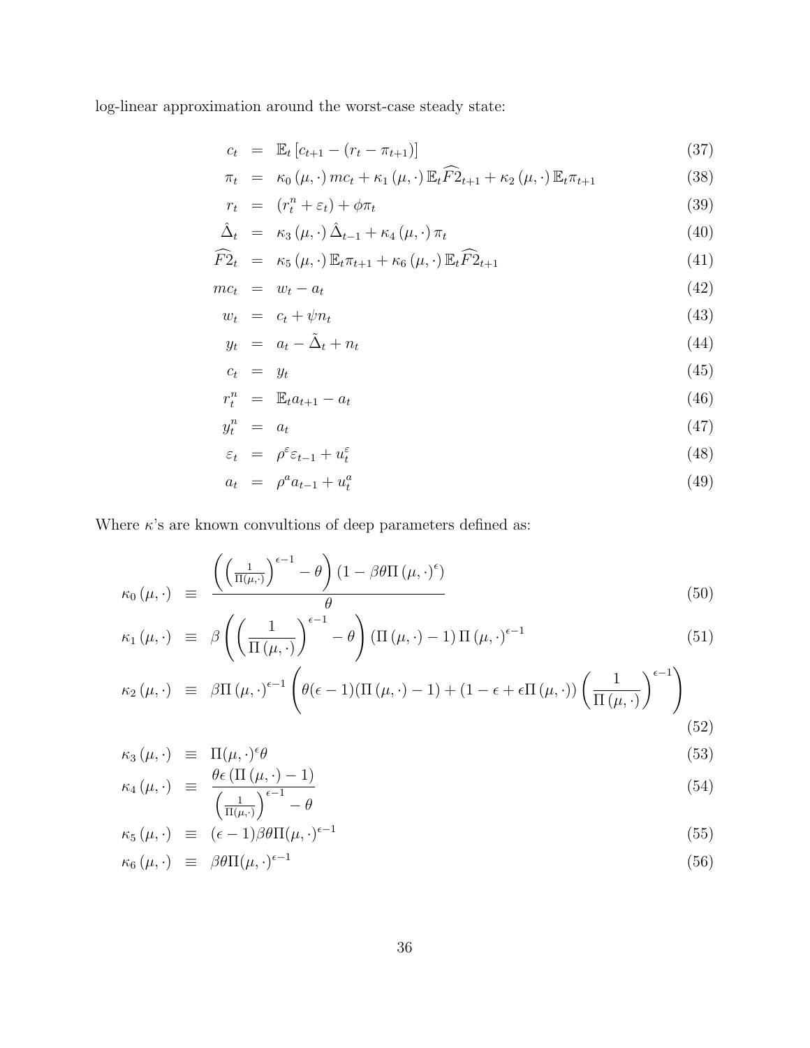log-linear approximation around the worst-case steady state:

$$c_t = \mathbb{E}_t\left[c_{t+1} - (r_t - \pi_{t+1})\right] \tag{37}$$

$$\pi_t = \kappa_0(\mu,\cdot)\, mc_t + \kappa_1(\mu,\cdot)\,\mathbb{E}_t\widehat{F2}_{t+1} + \kappa_2(\mu,\cdot)\,\mathbb{E}_t\pi_{t+1} \tag{38}$$

$$r_t = (r_t^n + \varepsilon_t) + \phi\pi_t \tag{39}$$

$$\hat{\Delta}_t = \kappa_3(\mu,\cdot)\,\hat{\Delta}_{t-1} + \kappa_4(\mu,\cdot)\,\pi_t \tag{40}$$

$$\widehat{F2}_t = \kappa_5(\mu,\cdot)\,\mathbb{E}_t\pi_{t+1} + \kappa_6(\mu,\cdot)\,\mathbb{E}_t\widehat{F2}_{t+1} \tag{41}$$

$$mc_t = w_t - a_t \tag{42}$$

$$w_t = c_t + \psi n_t \tag{43}$$

$$y_t = a_t - \tilde{\Delta}_t + n_t \tag{44}$$

$$c_t = y_t \tag{45}$$

$$r_t^n = \mathbb{E}_t a_{t+1} - a_t \tag{46}$$

$$y_t^n = a_t \tag{47}$$

$$\varepsilon_t = \rho^{\varepsilon}\varepsilon_{t-1} + u_t^{\varepsilon} \tag{48}$$

$$a_t = \rho^a a_{t-1} + u_t^a \tag{49}$$

Where $\kappa$'s are known convultions of deep parameters defined as:

$$\kappa_0(\mu,\cdot) \equiv \frac{\left(\left(\frac{1}{\Pi(\mu,\cdot)}\right)^{\epsilon-1} - \theta\right)\left(1 - \beta\theta\Pi(\mu,\cdot)^{\epsilon}\right)}{\theta} \tag{50}$$

$$\kappa_1(\mu,\cdot) \equiv \beta\left(\left(\frac{1}{\Pi(\mu,\cdot)}\right)^{\epsilon-1} - \theta\right)\left(\Pi(\mu,\cdot) - 1\right)\Pi(\mu,\cdot)^{\epsilon-1} \tag{51}$$

$$\kappa_2(\mu,\cdot) \equiv \beta\Pi(\mu,\cdot)^{\epsilon-1}\left(\theta(\epsilon-1)(\Pi(\mu,\cdot)-1) + (1-\epsilon+\epsilon\Pi(\mu,\cdot))\left(\frac{1}{\Pi(\mu,\cdot)}\right)^{\epsilon-1}\right) \tag{52}$$

$$\kappa_3(\mu,\cdot) \equiv \Pi(\mu,\cdot)^{\epsilon}\theta \tag{53}$$

$$\kappa_4(\mu,\cdot) \equiv \frac{\theta\epsilon\left(\Pi(\mu,\cdot) - 1\right)}{\left(\frac{1}{\Pi(\mu,\cdot)}\right)^{\epsilon-1} - \theta} \tag{54}$$

$$\kappa_5(\mu,\cdot) \equiv (\epsilon-1)\beta\theta\Pi(\mu,\cdot)^{\epsilon-1} \tag{55}$$

$$\kappa_6(\mu,\cdot) \equiv \beta\theta\Pi(\mu,\cdot)^{\epsilon-1} \tag{56}$$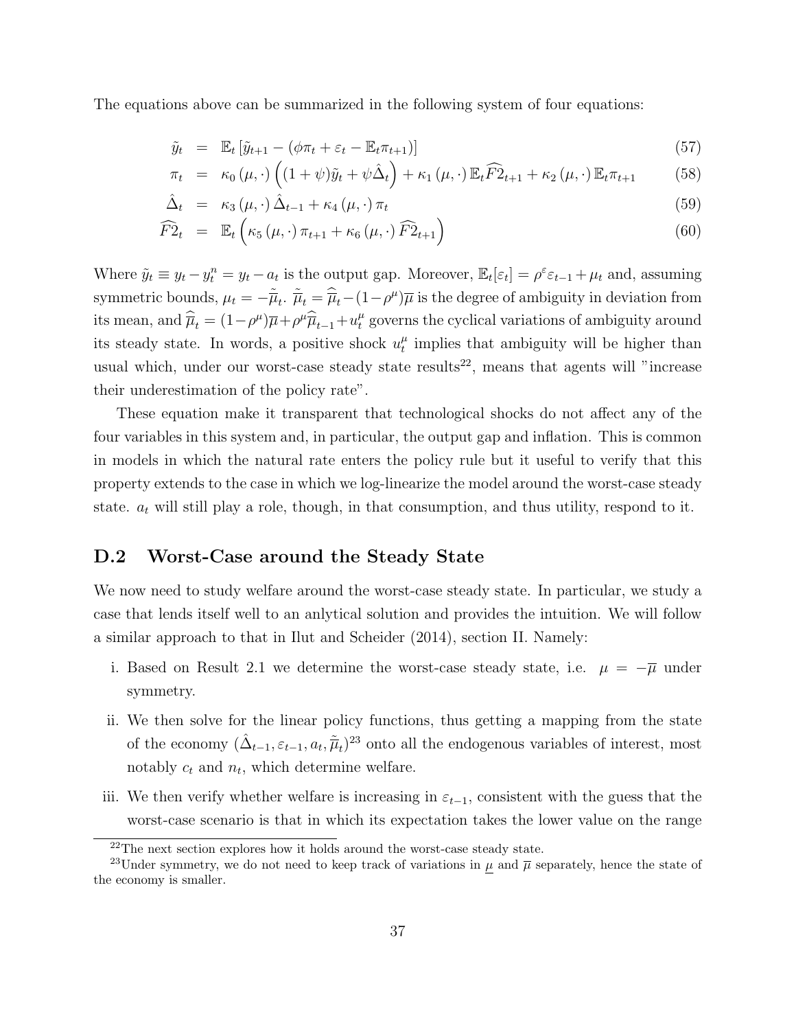The equations above can be summarized in the following system of four equations:

$$
\begin{aligned}
\tilde{y}_t &= \mathbb{E}_t\left[\tilde{y}_{t+1} - \left(\phi\pi_t + \varepsilon_t - \mathbb{E}_t\pi_{t+1}\right)\right] && (57)\\
\pi_t &= \kappa_0(\mu,\cdot)\left((1+\psi)\tilde{y}_t + \psi\hat{\Delta}_t\right) + \kappa_1(\mu,\cdot)\,\mathbb{E}_t\widehat{F2}_{t+1} + \kappa_2(\mu,\cdot)\,\mathbb{E}_t\pi_{t+1} && (58)\\
\hat{\Delta}_t &= \kappa_3(\mu,\cdot)\,\hat{\Delta}_{t-1} + \kappa_4(\mu,\cdot)\,\pi_t && (59)\\
\widehat{F2}_t &= \mathbb{E}_t\left(\kappa_5(\mu,\cdot)\,\pi_{t+1} + \kappa_6(\mu,\cdot)\,\widehat{F2}_{t+1}\right) && (60)
\end{aligned}
$$

Where $\tilde{y}_t \equiv y_t - y_t^n = y_t - a_t$ is the output gap. Moreover, $\mathbb{E}_t[\varepsilon_t] = \rho^\varepsilon \varepsilon_{t-1} + \mu_t$ and, assuming symmetric bounds, $\mu_t = -\tilde{\overline{\mu}}_t$. $\tilde{\overline{\mu}}_t = \widehat{\overline{\mu}}_t - (1-\rho^\mu)\overline{\mu}$ is the degree of ambiguity in deviation from its mean, and $\widehat{\overline{\mu}}_t = (1-\rho^\mu)\overline{\mu} + \rho^\mu \widehat{\overline{\mu}}_{t-1} + u_t^\mu$ governs the cyclical variations of ambiguity around its steady state. In words, a positive shock $u_t^\mu$ implies that ambiguity will be higher than usual which, under our worst-case steady state results[22], means that agents will "increase their underestimation of the policy rate".

These equation make it transparent that technological shocks do not affect any of the four variables in this system and, in particular, the output gap and inflation. This is common in models in which the natural rate enters the policy rule but it useful to verify that this property extends to the case in which we log-linearize the model around the worst-case steady state. $a_t$ will still play a role, though, in that consumption, and thus utility, respond to it.

## D.2 Worst-Case around the Steady State

We now need to study welfare around the worst-case steady state. In particular, we study a case that lends itself well to an anlytical solution and provides the intuition. We will follow a similar approach to that in Ilut and Scheider (2014), section II. Namely:

i. Based on Result 2.1 we determine the worst-case steady state, i.e. $\mu = -\overline{\mu}$ under symmetry.

ii. We then solve for the linear policy functions, thus getting a mapping from the state of the economy $(\hat{\Delta}_{t-1}, \varepsilon_{t-1}, a_t, \tilde{\overline{\mu}}_t)$[23] onto all the endogenous variables of interest, most notably $c_t$ and $n_t$, which determine welfare.

iii. We then verify whether welfare is increasing in $\varepsilon_{t-1}$, consistent with the guess that the worst-case scenario is that in which its expectation takes the lower value on the range

[22] The next section explores how it holds around the worst-case steady state.

[23] Under symmetry, we do not need to keep track of variations in $\underline{\mu}$ and $\overline{\mu}$ separately, hence the state of the economy is smaller.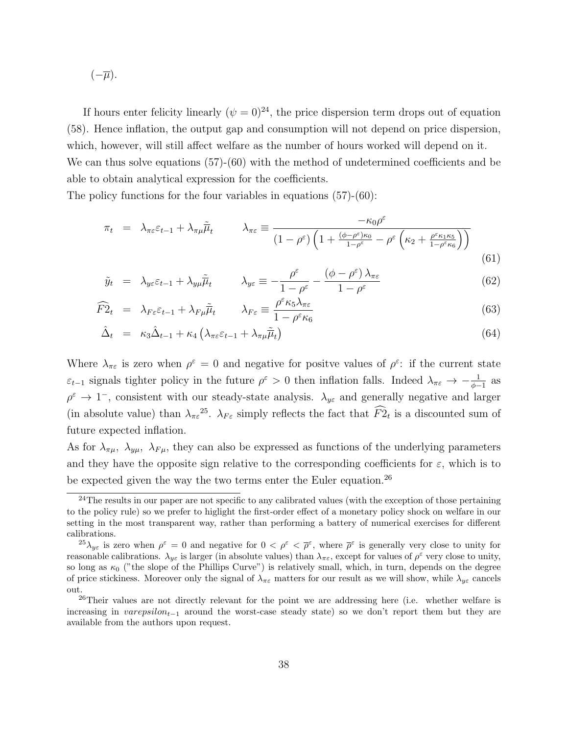$(-\overline{\mu})$.

If hours enter felicity linearly ($\psi = 0$)[24], the price dispersion term drops out of equation (58). Hence inflation, the output gap and consumption will not depend on price dispersion, which, however, will still affect welfare as the number of hours worked will depend on it. We can thus solve equations (57)-(60) with the method of undetermined coefficients and be able to obtain analytical expression for the coefficients.

The policy functions for the four variables in equations (57)-(60):

$$\pi_t = \lambda_{\pi\varepsilon}\varepsilon_{t-1} + \lambda_{\pi\mu}\tilde{\overline{\mu}}_t \qquad \lambda_{\pi\varepsilon} \equiv \frac{-\kappa_0 \rho^\varepsilon}{(1-\rho^\varepsilon)\left(1 + \frac{(\phi-\rho^\varepsilon)\kappa_0}{1-\rho^\varepsilon} - \rho^\varepsilon\left(\kappa_2 + \frac{\rho^\varepsilon \kappa_1 \kappa_5}{1-\rho^\varepsilon \kappa_6}\right)\right)} \tag{61}$$

$$\tilde{y}_t = \lambda_{y\varepsilon}\varepsilon_{t-1} + \lambda_{y\mu}\tilde{\overline{\mu}}_t \qquad \lambda_{y\varepsilon} \equiv -\frac{\rho^\varepsilon}{1-\rho^\varepsilon} - \frac{(\phi-\rho^\varepsilon)\lambda_{\pi\varepsilon}}{1-\rho^\varepsilon} \tag{62}$$

$$\widehat{F2}_t = \lambda_{F\varepsilon}\varepsilon_{t-1} + \lambda_{F\mu}\tilde{\overline{\mu}}_t \qquad \lambda_{F\varepsilon} \equiv \frac{\rho^\varepsilon \kappa_5 \lambda_{\pi\varepsilon}}{1-\rho^\varepsilon \kappa_6} \tag{63}$$

$$\hat{\Delta}_t = \kappa_3 \hat{\Delta}_{t-1} + \kappa_4\left(\lambda_{\pi\varepsilon}\varepsilon_{t-1} + \lambda_{\pi\mu}\tilde{\overline{\mu}}_t\right) \tag{64}$$

Where $\lambda_{\pi\varepsilon}$ is zero when $\rho^\varepsilon = 0$ and negative for positve values of $\rho^\varepsilon$: if the current state $\varepsilon_{t-1}$ signals tighter policy in the future $\rho^\varepsilon > 0$ then inflation falls. Indeed $\lambda_{\pi\varepsilon} \to -\frac{1}{\phi-1}$ as $\rho^\varepsilon \to 1^-$, consistent with our steady-state analysis. $\lambda_{y\varepsilon}$ and generally negative and larger (in absolute value) than $\lambda_{\pi\varepsilon}$[25]. $\lambda_{F\varepsilon}$ simply reflects the fact that $\widehat{F2}_t$ is a discounted sum of future expected inflation.

As for $\lambda_{\pi\mu}$, $\lambda_{y\mu}$, $\lambda_{F\mu}$, they can also be expressed as functions of the underlying parameters and they have the opposite sign relative to the corresponding coefficients for $\varepsilon$, which is to be expected given the way the two terms enter the Euler equation.[26]

---

[24] The results in our paper are not specific to any calibrated values (with the exception of those pertaining to the policy rule) so we prefer to higlight the first-order effect of a monetary policy shock on welfare in our setting in the most transparent way, rather than performing a battery of numerical exercises for different calibrations.

[25] $\lambda_{y\varepsilon}$ is zero when $\rho^\varepsilon = 0$ and negative for $0 < \rho^\varepsilon < \overline{\rho}^\varepsilon$, where $\overline{\rho}^\varepsilon$ is generally very close to unity for reasonable calibrations. $\lambda_{y\varepsilon}$ is larger (in absolute values) than $\lambda_{\pi\varepsilon}$, except for values of $\rho^\varepsilon$ very close to unity, so long as $\kappa_0$ ("the slope of the Phillips Curve") is relatively small, which, in turn, depends on the degree of price stickiness. Moreover only the signal of $\lambda_{\pi\varepsilon}$ matters for our result as we will show, while $\lambda_{y\varepsilon}$ cancels out.

[26] Their values are not directly relevant for the point we are addressing here (i.e. whether welfare is increasing in *varepsilon*$_{t-1}$ around the worst-case steady state) so we don't report them but they are available from the authors upon request.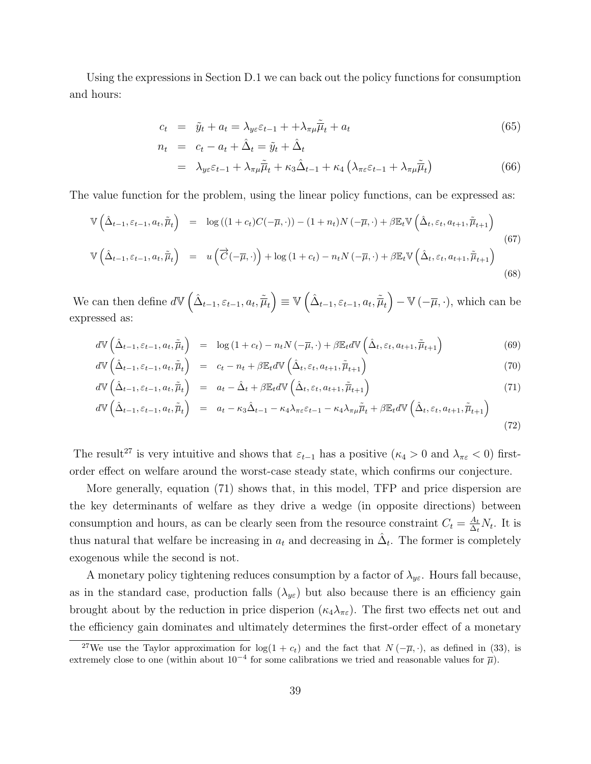Using the expressions in Section D.1 we can back out the policy functions for consumption and hours:

$$
\begin{aligned}
c_t &= \tilde{y}_t + a_t = \lambda_{y\varepsilon}\varepsilon_{t-1} + +\lambda_{\pi\mu}\tilde{\overline{\mu}}_t + a_t && (65)\\
n_t &= c_t - a_t + \hat{\Delta}_t = \tilde{y}_t + \hat{\Delta}_t \\
&= \lambda_{y\varepsilon}\varepsilon_{t-1} + \lambda_{\pi\mu}\tilde{\overline{\mu}}_t + \kappa_3\hat{\Delta}_{t-1} + \kappa_4\left(\lambda_{\pi\varepsilon}\varepsilon_{t-1} + \lambda_{\pi\mu}\tilde{\overline{\mu}}_t\right) && (66)
\end{aligned}
$$

The value function for the problem, using the linear policy functions, can be expressed as:

$$
\begin{aligned}
\mathbb{V}\left(\hat{\Delta}_{t-1}, \varepsilon_{t-1}, a_t, \tilde{\overline{\mu}}_t\right) &= \log\left((1+c_t)C(-\overline{\mu}, \cdot)\right) - (1+n_t)N\left(-\overline{\mu}, \cdot\right) + \beta\mathbb{E}_t\mathbb{V}\left(\hat{\Delta}_t, \varepsilon_t, a_{t+1}, \tilde{\overline{\mu}}_{t+1}\right) && (67)\\
\mathbb{V}\left(\hat{\Delta}_{t-1}, \varepsilon_{t-1}, a_t, \tilde{\overline{\mu}}_t\right) &= u\left(\overrightarrow{C}(-\overline{\mu}, \cdot)\right) + \log\left(1+c_t\right) - n_t N\left(-\overline{\mu}, \cdot\right) + \beta\mathbb{E}_t\mathbb{V}\left(\hat{\Delta}_t, \varepsilon_t, a_{t+1}, \tilde{\overline{\mu}}_{t+1}\right) && (68)
\end{aligned}
$$

We can then define $d\mathbb{V}\left(\hat{\Delta}_{t-1}, \varepsilon_{t-1}, a_t, \tilde{\overline{\mu}}_t\right) \equiv \mathbb{V}\left(\hat{\Delta}_{t-1}, \varepsilon_{t-1}, a_t, \tilde{\overline{\mu}}_t\right) - \mathbb{V}\left(-\overline{\mu}, \cdot\right)$, which can be expressed as:

$$
\begin{aligned}
d\mathbb{V}\left(\hat{\Delta}_{t-1}, \varepsilon_{t-1}, a_t, \tilde{\overline{\mu}}_t\right) &= \log\left(1+c_t\right) - n_t N\left(-\overline{\mu}, \cdot\right) + \beta\mathbb{E}_t d\mathbb{V}\left(\hat{\Delta}_t, \varepsilon_t, a_{t+1}, \tilde{\overline{\mu}}_{t+1}\right) && (69)\\
d\mathbb{V}\left(\hat{\Delta}_{t-1}, \varepsilon_{t-1}, a_t, \tilde{\overline{\mu}}_t\right) &= c_t - n_t + \beta\mathbb{E}_t d\mathbb{V}\left(\hat{\Delta}_t, \varepsilon_t, a_{t+1}, \tilde{\overline{\mu}}_{t+1}\right) && (70)\\
d\mathbb{V}\left(\hat{\Delta}_{t-1}, \varepsilon_{t-1}, a_t, \tilde{\overline{\mu}}_t\right) &= a_t - \hat{\Delta}_t + \beta\mathbb{E}_t d\mathbb{V}\left(\hat{\Delta}_t, \varepsilon_t, a_{t+1}, \tilde{\overline{\mu}}_{t+1}\right) && (71)\\
d\mathbb{V}\left(\hat{\Delta}_{t-1}, \varepsilon_{t-1}, a_t, \tilde{\overline{\mu}}_t\right) &= a_t - \kappa_3\hat{\Delta}_{t-1} - \kappa_4\lambda_{\pi\varepsilon}\varepsilon_{t-1} - \kappa_4\lambda_{\pi\mu}\tilde{\overline{\mu}}_t + \beta\mathbb{E}_t d\mathbb{V}\left(\hat{\Delta}_t, \varepsilon_t, a_{t+1}, \tilde{\overline{\mu}}_{t+1}\right) && (72)
\end{aligned}
$$

The result[27] is very intuitive and shows that $\varepsilon_{t-1}$ has a positive ($\kappa_4 > 0$ and $\lambda_{\pi\varepsilon} < 0$) first-order effect on welfare around the worst-case steady state, which confirms our conjecture.

More generally, equation (71) shows that, in this model, TFP and price dispersion are the key determinants of welfare as they drive a wedge (in opposite directions) between consumption and hours, as can be clearly seen from the resource constraint $C_t = \frac{A_t}{\Delta_t}N_t$. It is thus natural that welfare be increasing in $a_t$ and decreasing in $\hat{\Delta}_t$. The former is completely exogenous while the second is not.

A monetary policy tightening reduces consumption by a factor of $\lambda_{y\varepsilon}$. Hours fall because, as in the standard case, production falls ($\lambda_{y\varepsilon}$) but also because there is an efficiency gain brought about by the reduction in price disperion ($\kappa_4\lambda_{\pi\varepsilon}$). The first two effects net out and the efficiency gain dominates and ultimately determines the first-order effect of a monetary

[27] We use the Taylor approximation for $\log(1+c_t)$ and the fact that $N\left(-\overline{\mu}, \cdot\right)$, as defined in (33), is extremely close to one (within about $10^{-4}$ for some calibrations we tried and reasonable values for $\overline{\mu}$).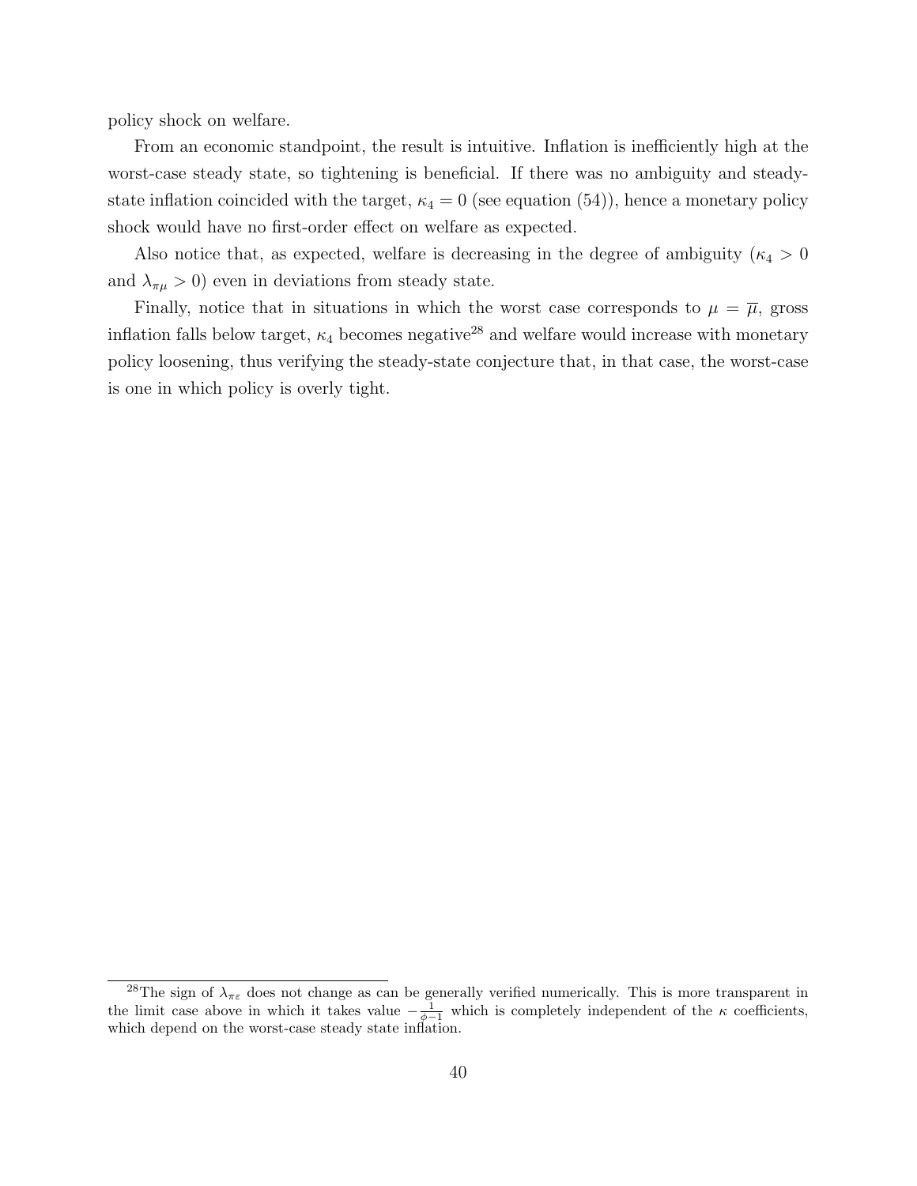policy shock on welfare.

From an economic standpoint, the result is intuitive. Inflation is inefficiently high at the worst-case steady state, so tightening is beneficial. If there was no ambiguity and steady-state inflation coincided with the target, $\kappa_4 = 0$ (see equation (54)), hence a monetary policy shock would have no first-order effect on welfare as expected.

Also notice that, as expected, welfare is decreasing in the degree of ambiguity ($\kappa_4 > 0$ and $\lambda_{\pi\mu} > 0$) even in deviations from steady state.

Finally, notice that in situations in which the worst case corresponds to $\mu = \overline{\mu}$, gross inflation falls below target, $\kappa_4$ becomes negative[28] and welfare would increase with monetary policy loosening, thus verifying the steady-state conjecture that, in that case, the worst-case is one in which policy is overly tight.

---

[28] The sign of $\lambda_{\pi\varepsilon}$ does not change as can be generally verified numerically. This is more transparent in the limit case above in which it takes value $-\frac{1}{\phi-1}$ which is completely independent of the $\kappa$ coefficients, which depend on the worst-case steady state inflation.